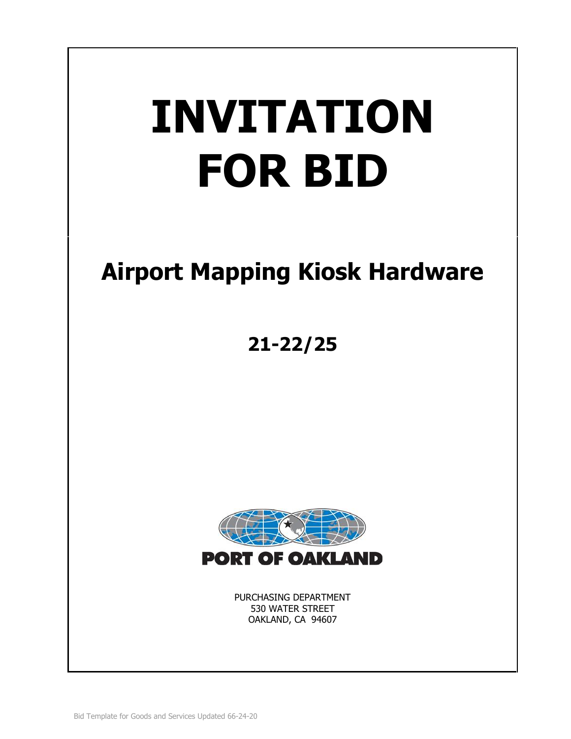# INVITATION FOR BID

## Airport Mapping Kiosk Hardware

### 21-22/25

PORT OF OAKLAND

PURCHASING DEPARTMENT
530 WATER STREET
OAKLAND, CA 94607

Bid Template for Goods and Services Updated 66-24-20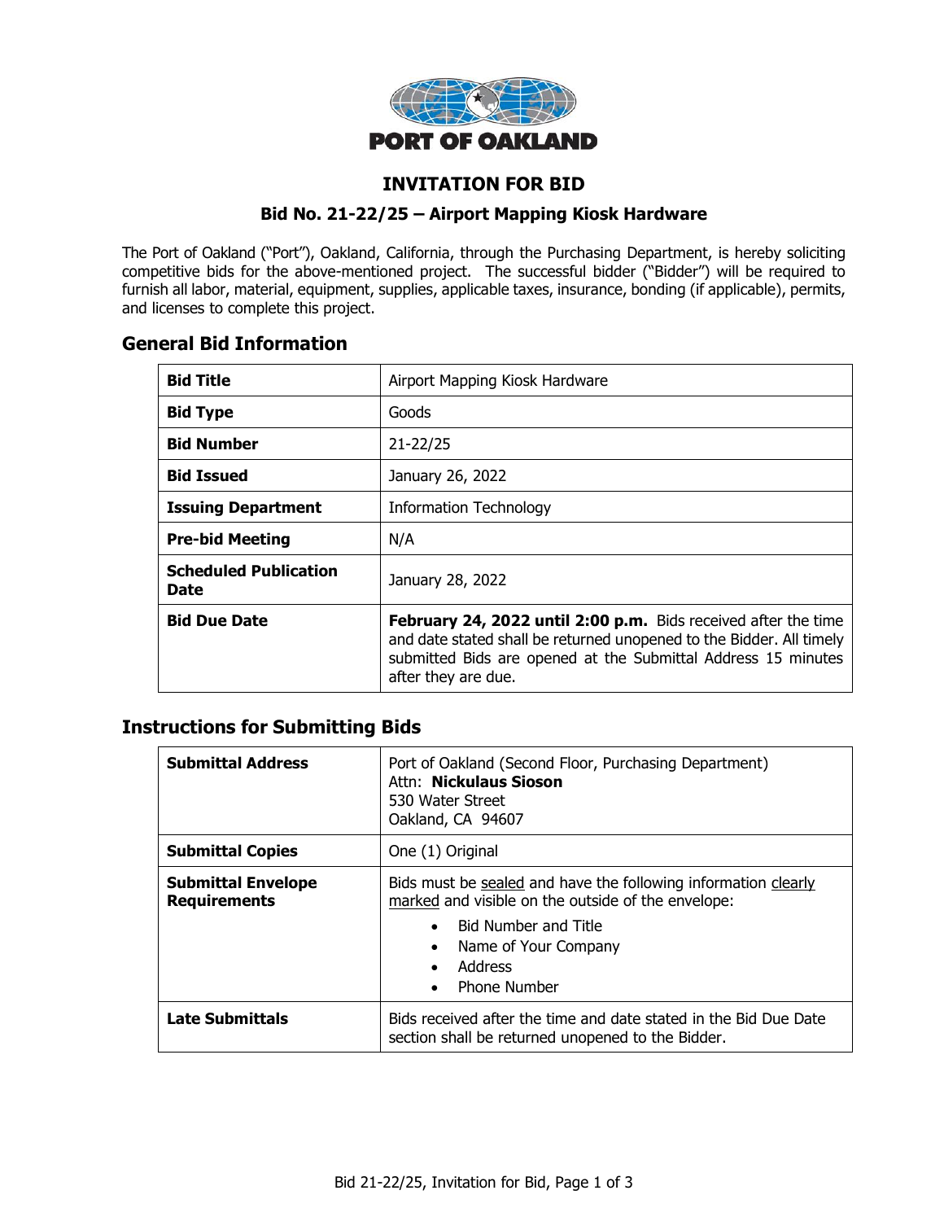**PORT OF OAKLAND**

# INVITATION FOR BID

### Bid No. 21-22/25 – Airport Mapping Kiosk Hardware

The Port of Oakland ("Port"), Oakland, California, through the Purchasing Department, is hereby soliciting competitive bids for the above-mentioned project. The successful bidder ("Bidder") will be required to furnish all labor, material, equipment, supplies, applicable taxes, insurance, bonding (if applicable), permits, and licenses to complete this project.

## General Bid Information

| | |
|---|---|
| **Bid Title** | Airport Mapping Kiosk Hardware |
| **Bid Type** | Goods |
| **Bid Number** | 21-22/25 |
| **Bid Issued** | January 26, 2022 |
| **Issuing Department** | Information Technology |
| **Pre-bid Meeting** | N/A |
| **Scheduled Publication Date** | January 28, 2022 |
| **Bid Due Date** | **February 24, 2022 until 2:00 p.m.** Bids received after the time and date stated shall be returned unopened to the Bidder. All timely submitted Bids are opened at the Submittal Address 15 minutes after they are due. |

## Instructions for Submitting Bids

| | |
|---|---|
| **Submittal Address** | Port of Oakland (Second Floor, Purchasing Department)<br>Attn: **Nickulaus Sioson**<br>530 Water Street<br>Oakland, CA 94607 |
| **Submittal Copies** | One (1) Original |
| **Submittal Envelope Requirements** | Bids must be sealed and have the following information clearly marked and visible on the outside of the envelope:<br>• Bid Number and Title<br>• Name of Your Company<br>• Address<br>• Phone Number |
| **Late Submittals** | Bids received after the time and date stated in the Bid Due Date section shall be returned unopened to the Bidder. |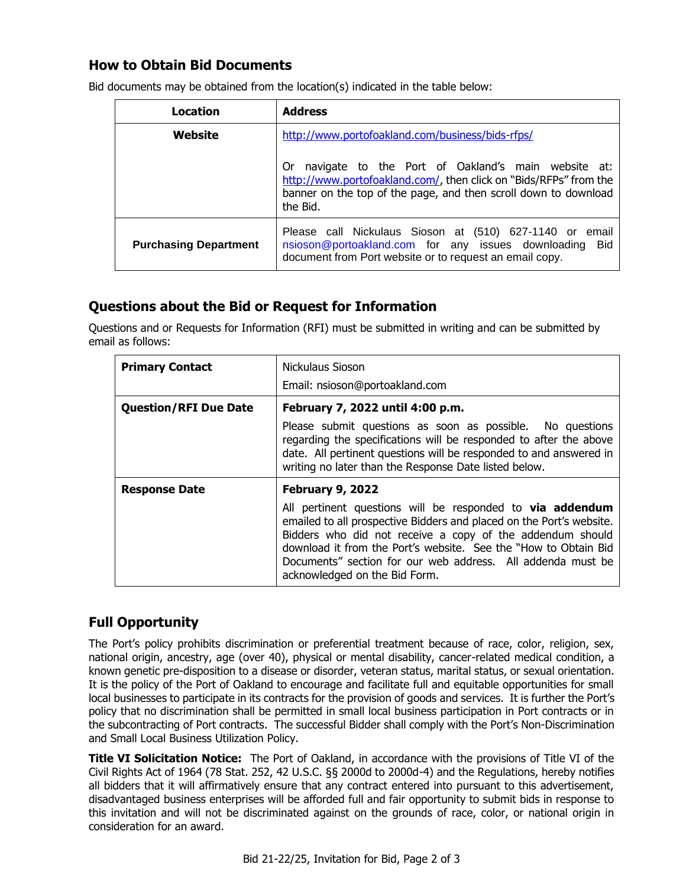## How to Obtain Bid Documents

Bid documents may be obtained from the location(s) indicated in the table below:

| Location | Address |
|---|---|
| **Website** | http://www.portofoakland.com/business/bids-rfps/<br><br>Or navigate to the Port of Oakland's main website at: http://www.portofoakland.com/, then click on "Bids/RFPs" from the banner on the top of the page, and then scroll down to download the Bid. |
| **Purchasing Department** | Please call Nickulaus Sioson at (510) 627-1140 or email nsioson@portoakland.com for any issues downloading Bid document from Port website or to request an email copy. |

## Questions about the Bid or Request for Information

Questions and or Requests for Information (RFI) must be submitted in writing and can be submitted by email as follows:

| | |
|---|---|
| **Primary Contact** | Nickulaus Sioson<br>Email: nsioson@portoakland.com |
| **Question/RFI Due Date** | **February 7, 2022 until 4:00 p.m.**<br>Please submit questions as soon as possible. No questions regarding the specifications will be responded to after the above date. All pertinent questions will be responded to and answered in writing no later than the Response Date listed below. |
| **Response Date** | **February 9, 2022**<br>All pertinent questions will be responded to **via addendum** emailed to all prospective Bidders and placed on the Port's website. Bidders who did not receive a copy of the addendum should download it from the Port's website. See the "How to Obtain Bid Documents" section for our web address. All addenda must be acknowledged on the Bid Form. |

## Full Opportunity

The Port's policy prohibits discrimination or preferential treatment because of race, color, religion, sex, national origin, ancestry, age (over 40), physical or mental disability, cancer-related medical condition, a known genetic pre-disposition to a disease or disorder, veteran status, marital status, or sexual orientation. It is the policy of the Port of Oakland to encourage and facilitate full and equitable opportunities for small local businesses to participate in its contracts for the provision of goods and services. It is further the Port's policy that no discrimination shall be permitted in small local business participation in Port contracts or in the subcontracting of Port contracts. The successful Bidder shall comply with the Port's Non-Discrimination and Small Local Business Utilization Policy.

**Title VI Solicitation Notice:** The Port of Oakland, in accordance with the provisions of Title VI of the Civil Rights Act of 1964 (78 Stat. 252, 42 U.S.C. §§ 2000d to 2000d-4) and the Regulations, hereby notifies all bidders that it will affirmatively ensure that any contract entered into pursuant to this advertisement, disadvantaged business enterprises will be afforded full and fair opportunity to submit bids in response to this invitation and will not be discriminated against on the grounds of race, color, or national origin in consideration for an award.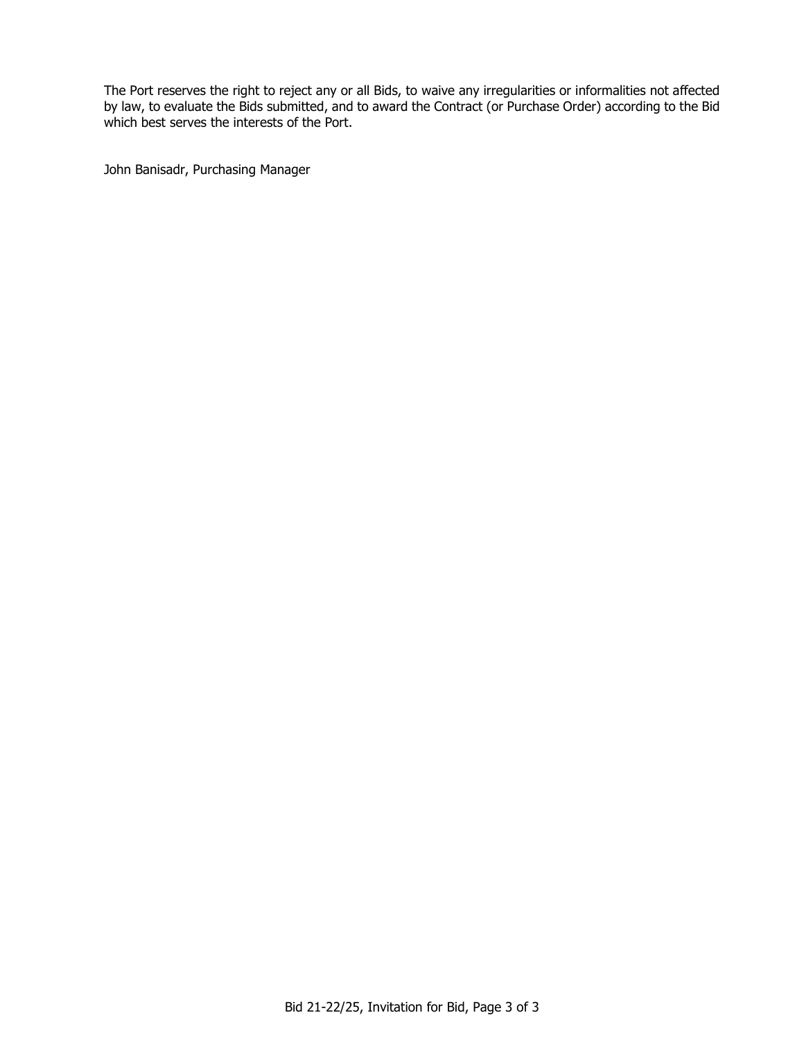The Port reserves the right to reject any or all Bids, to waive any irregularities or informalities not affected by law, to evaluate the Bids submitted, and to award the Contract (or Purchase Order) according to the Bid which best serves the interests of the Port.

John Banisadr, Purchasing Manager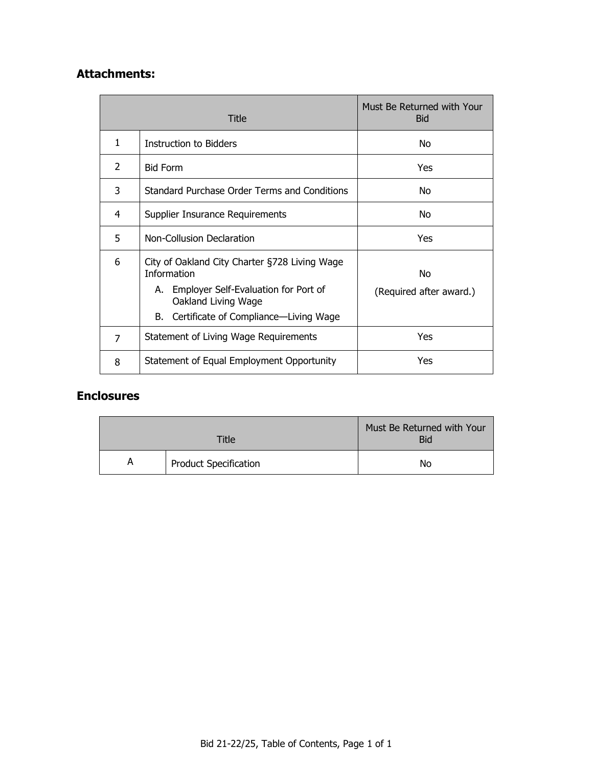## Attachments:

| Title | | Must Be Returned with Your Bid |
|---|---|---|
| 1 | Instruction to Bidders | No |
| 2 | Bid Form | Yes |
| 3 | Standard Purchase Order Terms and Conditions | No |
| 4 | Supplier Insurance Requirements | No |
| 5 | Non-Collusion Declaration | Yes |
| 6 | City of Oakland City Charter §728 Living Wage Information<br>A. Employer Self-Evaluation for Port of Oakland Living Wage<br>B. Certificate of Compliance—Living Wage | No<br>(Required after award.) |
| 7 | Statement of Living Wage Requirements | Yes |
| 8 | Statement of Equal Employment Opportunity | Yes |

## Enclosures

| Title | | Must Be Returned with Your Bid |
|---|---|---|
| A | Product Specification | No |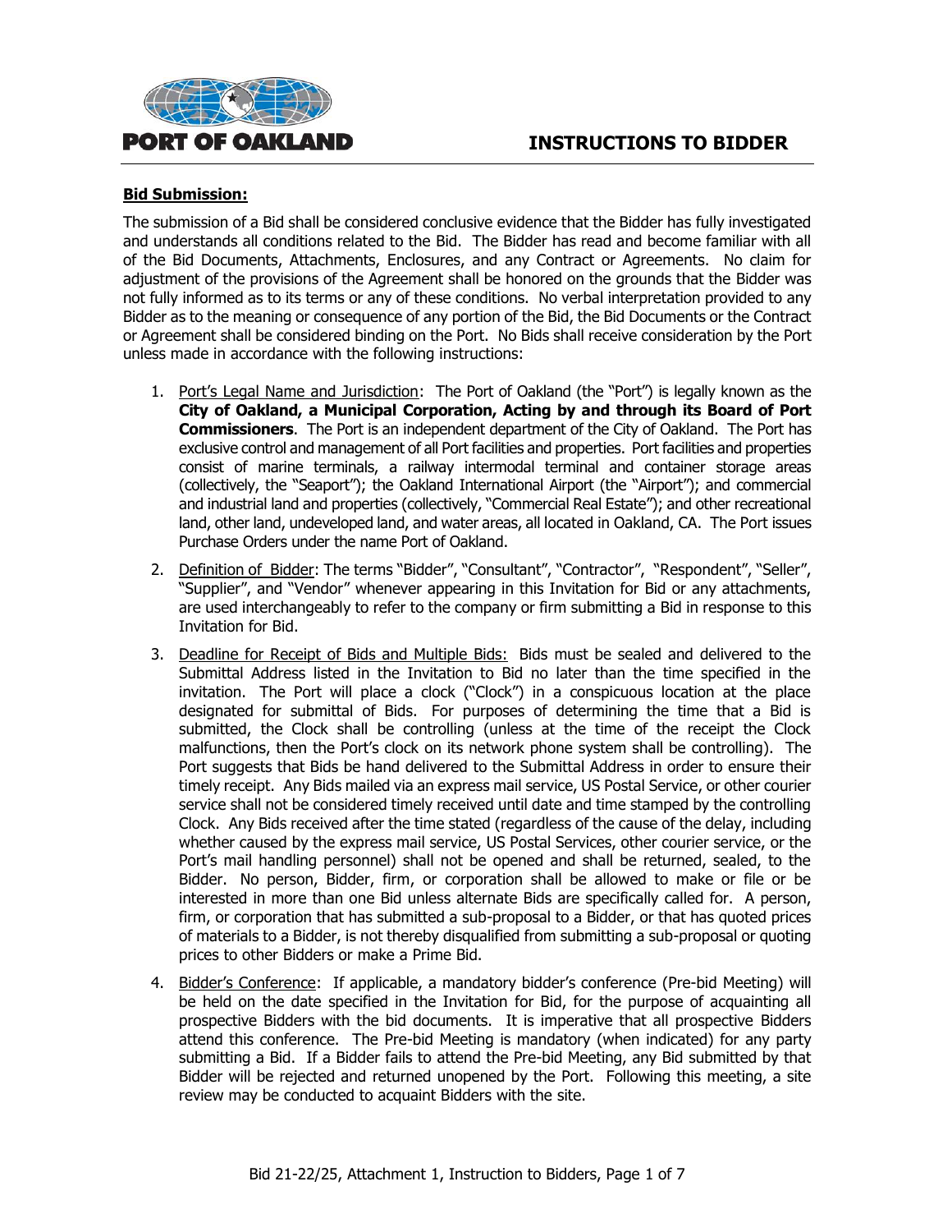# INSTRUCTIONS TO BIDDER

**Bid Submission:**

The submission of a Bid shall be considered conclusive evidence that the Bidder has fully investigated and understands all conditions related to the Bid. The Bidder has read and become familiar with all of the Bid Documents, Attachments, Enclosures, and any Contract or Agreements. No claim for adjustment of the provisions of the Agreement shall be honored on the grounds that the Bidder was not fully informed as to its terms or any of these conditions. No verbal interpretation provided to any Bidder as to the meaning or consequence of any portion of the Bid, the Bid Documents or the Contract or Agreement shall be considered binding on the Port. No Bids shall receive consideration by the Port unless made in accordance with the following instructions:

1. Port's Legal Name and Jurisdiction: The Port of Oakland (the "Port") is legally known as the **City of Oakland, a Municipal Corporation, Acting by and through its Board of Port Commissioners**. The Port is an independent department of the City of Oakland. The Port has exclusive control and management of all Port facilities and properties. Port facilities and properties consist of marine terminals, a railway intermodal terminal and container storage areas (collectively, the "Seaport"); the Oakland International Airport (the "Airport"); and commercial and industrial land and properties (collectively, "Commercial Real Estate"); and other recreational land, other land, undeveloped land, and water areas, all located in Oakland, CA. The Port issues Purchase Orders under the name Port of Oakland.

2. Definition of Bidder: The terms "Bidder", "Consultant", "Contractor", "Respondent", "Seller", "Supplier", and "Vendor" whenever appearing in this Invitation for Bid or any attachments, are used interchangeably to refer to the company or firm submitting a Bid in response to this Invitation for Bid.

3. Deadline for Receipt of Bids and Multiple Bids: Bids must be sealed and delivered to the Submittal Address listed in the Invitation to Bid no later than the time specified in the invitation. The Port will place a clock ("Clock") in a conspicuous location at the place designated for submittal of Bids. For purposes of determining the time that a Bid is submitted, the Clock shall be controlling (unless at the time of the receipt the Clock malfunctions, then the Port's clock on its network phone system shall be controlling). The Port suggests that Bids be hand delivered to the Submittal Address in order to ensure their timely receipt. Any Bids mailed via an express mail service, US Postal Service, or other courier service shall not be considered timely received until date and time stamped by the controlling Clock. Any Bids received after the time stated (regardless of the cause of the delay, including whether caused by the express mail service, US Postal Services, other courier service, or the Port's mail handling personnel) shall not be opened and shall be returned, sealed, to the Bidder. No person, Bidder, firm, or corporation shall be allowed to make or file or be interested in more than one Bid unless alternate Bids are specifically called for. A person, firm, or corporation that has submitted a sub-proposal to a Bidder, or that has quoted prices of materials to a Bidder, is not thereby disqualified from submitting a sub-proposal or quoting prices to other Bidders or make a Prime Bid.

4. Bidder's Conference: If applicable, a mandatory bidder's conference (Pre-bid Meeting) will be held on the date specified in the Invitation for Bid, for the purpose of acquainting all prospective Bidders with the bid documents. It is imperative that all prospective Bidders attend this conference. The Pre-bid Meeting is mandatory (when indicated) for any party submitting a Bid. If a Bidder fails to attend the Pre-bid Meeting, any Bid submitted by that Bidder will be rejected and returned unopened by the Port. Following this meeting, a site review may be conducted to acquaint Bidders with the site.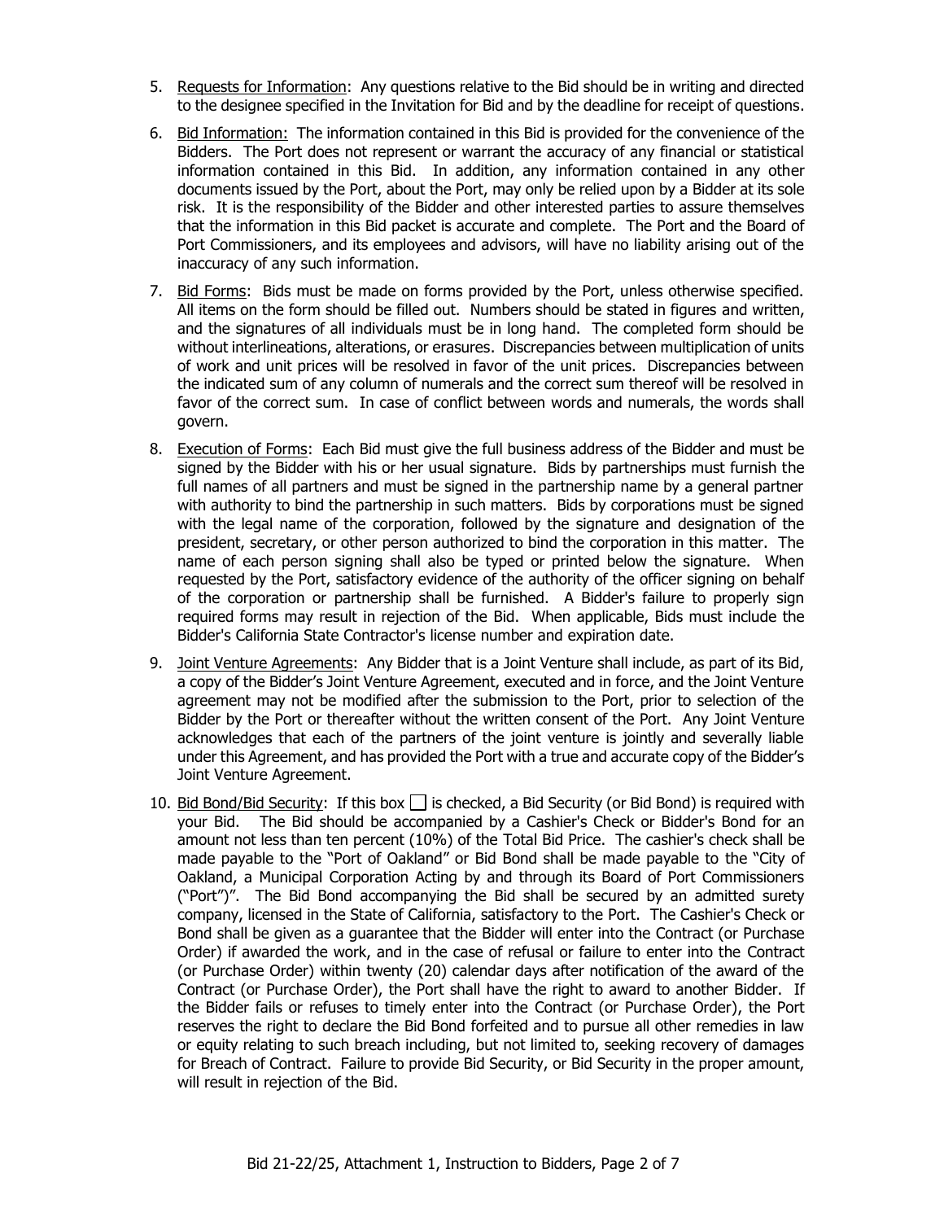5. Requests for Information: Any questions relative to the Bid should be in writing and directed to the designee specified in the Invitation for Bid and by the deadline for receipt of questions.

6. Bid Information: The information contained in this Bid is provided for the convenience of the Bidders. The Port does not represent or warrant the accuracy of any financial or statistical information contained in this Bid. In addition, any information contained in any other documents issued by the Port, about the Port, may only be relied upon by a Bidder at its sole risk. It is the responsibility of the Bidder and other interested parties to assure themselves that the information in this Bid packet is accurate and complete. The Port and the Board of Port Commissioners, and its employees and advisors, will have no liability arising out of the inaccuracy of any such information.

7. Bid Forms: Bids must be made on forms provided by the Port, unless otherwise specified. All items on the form should be filled out. Numbers should be stated in figures and written, and the signatures of all individuals must be in long hand. The completed form should be without interlineations, alterations, or erasures. Discrepancies between multiplication of units of work and unit prices will be resolved in favor of the unit prices. Discrepancies between the indicated sum of any column of numerals and the correct sum thereof will be resolved in favor of the correct sum. In case of conflict between words and numerals, the words shall govern.

8. Execution of Forms: Each Bid must give the full business address of the Bidder and must be signed by the Bidder with his or her usual signature. Bids by partnerships must furnish the full names of all partners and must be signed in the partnership name by a general partner with authority to bind the partnership in such matters. Bids by corporations must be signed with the legal name of the corporation, followed by the signature and designation of the president, secretary, or other person authorized to bind the corporation in this matter. The name of each person signing shall also be typed or printed below the signature. When requested by the Port, satisfactory evidence of the authority of the officer signing on behalf of the corporation or partnership shall be furnished. A Bidder's failure to properly sign required forms may result in rejection of the Bid. When applicable, Bids must include the Bidder's California State Contractor's license number and expiration date.

9. Joint Venture Agreements: Any Bidder that is a Joint Venture shall include, as part of its Bid, a copy of the Bidder's Joint Venture Agreement, executed and in force, and the Joint Venture agreement may not be modified after the submission to the Port, prior to selection of the Bidder by the Port or thereafter without the written consent of the Port. Any Joint Venture acknowledges that each of the partners of the joint venture is jointly and severally liable under this Agreement, and has provided the Port with a true and accurate copy of the Bidder's Joint Venture Agreement.

10. Bid Bond/Bid Security: If this box ☐ is checked, a Bid Security (or Bid Bond) is required with your Bid. The Bid should be accompanied by a Cashier's Check or Bidder's Bond for an amount not less than ten percent (10%) of the Total Bid Price. The cashier's check shall be made payable to the "Port of Oakland" or Bid Bond shall be made payable to the "City of Oakland, a Municipal Corporation Acting by and through its Board of Port Commissioners ("Port")". The Bid Bond accompanying the Bid shall be secured by an admitted surety company, licensed in the State of California, satisfactory to the Port. The Cashier's Check or Bond shall be given as a guarantee that the Bidder will enter into the Contract (or Purchase Order) if awarded the work, and in the case of refusal or failure to enter into the Contract (or Purchase Order) within twenty (20) calendar days after notification of the award of the Contract (or Purchase Order), the Port shall have the right to award to another Bidder. If the Bidder fails or refuses to timely enter into the Contract (or Purchase Order), the Port reserves the right to declare the Bid Bond forfeited and to pursue all other remedies in law or equity relating to such breach including, but not limited to, seeking recovery of damages for Breach of Contract. Failure to provide Bid Security, or Bid Security in the proper amount, will result in rejection of the Bid.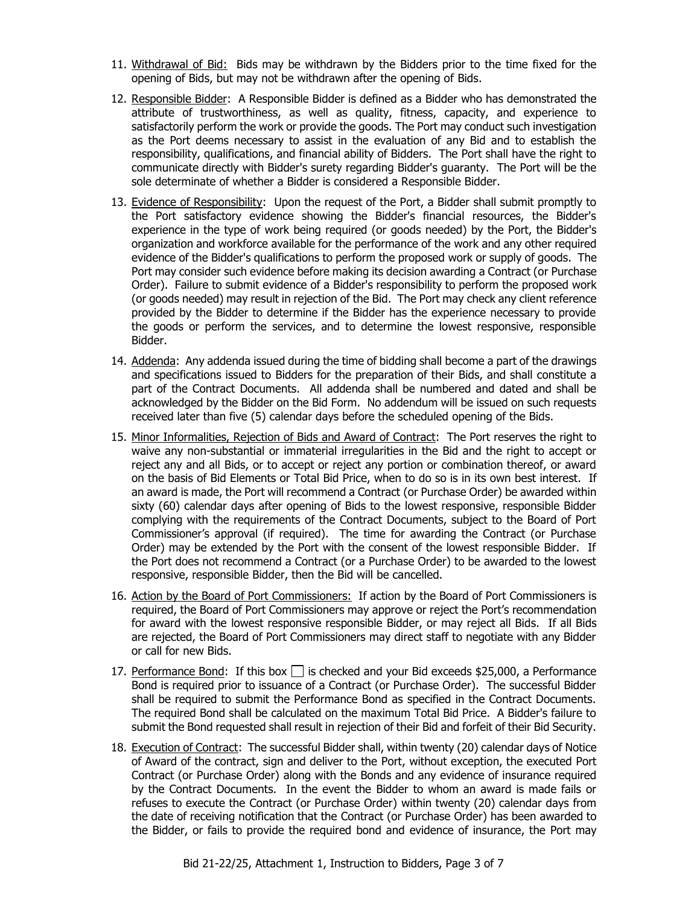11. <u>Withdrawal of Bid:</u> Bids may be withdrawn by the Bidders prior to the time fixed for the opening of Bids, but may not be withdrawn after the opening of Bids.

12. <u>Responsible Bidder</u>: A Responsible Bidder is defined as a Bidder who has demonstrated the attribute of trustworthiness, as well as quality, fitness, capacity, and experience to satisfactorily perform the work or provide the goods. The Port may conduct such investigation as the Port deems necessary to assist in the evaluation of any Bid and to establish the responsibility, qualifications, and financial ability of Bidders. The Port shall have the right to communicate directly with Bidder's surety regarding Bidder's guaranty. The Port will be the sole determinate of whether a Bidder is considered a Responsible Bidder.

13. <u>Evidence of Responsibility</u>: Upon the request of the Port, a Bidder shall submit promptly to the Port satisfactory evidence showing the Bidder's financial resources, the Bidder's experience in the type of work being required (or goods needed) by the Port, the Bidder's organization and workforce available for the performance of the work and any other required evidence of the Bidder's qualifications to perform the proposed work or supply of goods. The Port may consider such evidence before making its decision awarding a Contract (or Purchase Order). Failure to submit evidence of a Bidder's responsibility to perform the proposed work (or goods needed) may result in rejection of the Bid. The Port may check any client reference provided by the Bidder to determine if the Bidder has the experience necessary to provide the goods or perform the services, and to determine the lowest responsive, responsible Bidder.

14. <u>Addenda</u>: Any addenda issued during the time of bidding shall become a part of the drawings and specifications issued to Bidders for the preparation of their Bids, and shall constitute a part of the Contract Documents. All addenda shall be numbered and dated and shall be acknowledged by the Bidder on the Bid Form. No addendum will be issued on such requests received later than five (5) calendar days before the scheduled opening of the Bids.

15. <u>Minor Informalities, Rejection of Bids and Award of Contract</u>: The Port reserves the right to waive any non-substantial or immaterial irregularities in the Bid and the right to accept or reject any and all Bids, or to accept or reject any portion or combination thereof, or award on the basis of Bid Elements or Total Bid Price, when to do so is in its own best interest. If an award is made, the Port will recommend a Contract (or Purchase Order) be awarded within sixty (60) calendar days after opening of Bids to the lowest responsive, responsible Bidder complying with the requirements of the Contract Documents, subject to the Board of Port Commissioner's approval (if required). The time for awarding the Contract (or Purchase Order) may be extended by the Port with the consent of the lowest responsible Bidder. If the Port does not recommend a Contract (or a Purchase Order) to be awarded to the lowest responsive, responsible Bidder, then the Bid will be cancelled.

16. <u>Action by the Board of Port Commissioners:</u> If action by the Board of Port Commissioners is required, the Board of Port Commissioners may approve or reject the Port's recommendation for award with the lowest responsive responsible Bidder, or may reject all Bids. If all Bids are rejected, the Board of Port Commissioners may direct staff to negotiate with any Bidder or call for new Bids.

17. <u>Performance Bond</u>: If this box ☐ is checked and your Bid exceeds $25,000, a Performance Bond is required prior to issuance of a Contract (or Purchase Order). The successful Bidder shall be required to submit the Performance Bond as specified in the Contract Documents. The required Bond shall be calculated on the maximum Total Bid Price. A Bidder's failure to submit the Bond requested shall result in rejection of their Bid and forfeit of their Bid Security.

18. <u>Execution of Contract</u>: The successful Bidder shall, within twenty (20) calendar days of Notice of Award of the contract, sign and deliver to the Port, without exception, the executed Port Contract (or Purchase Order) along with the Bonds and any evidence of insurance required by the Contract Documents. In the event the Bidder to whom an award is made fails or refuses to execute the Contract (or Purchase Order) within twenty (20) calendar days from the date of receiving notification that the Contract (or Purchase Order) has been awarded to the Bidder, or fails to provide the required bond and evidence of insurance, the Port may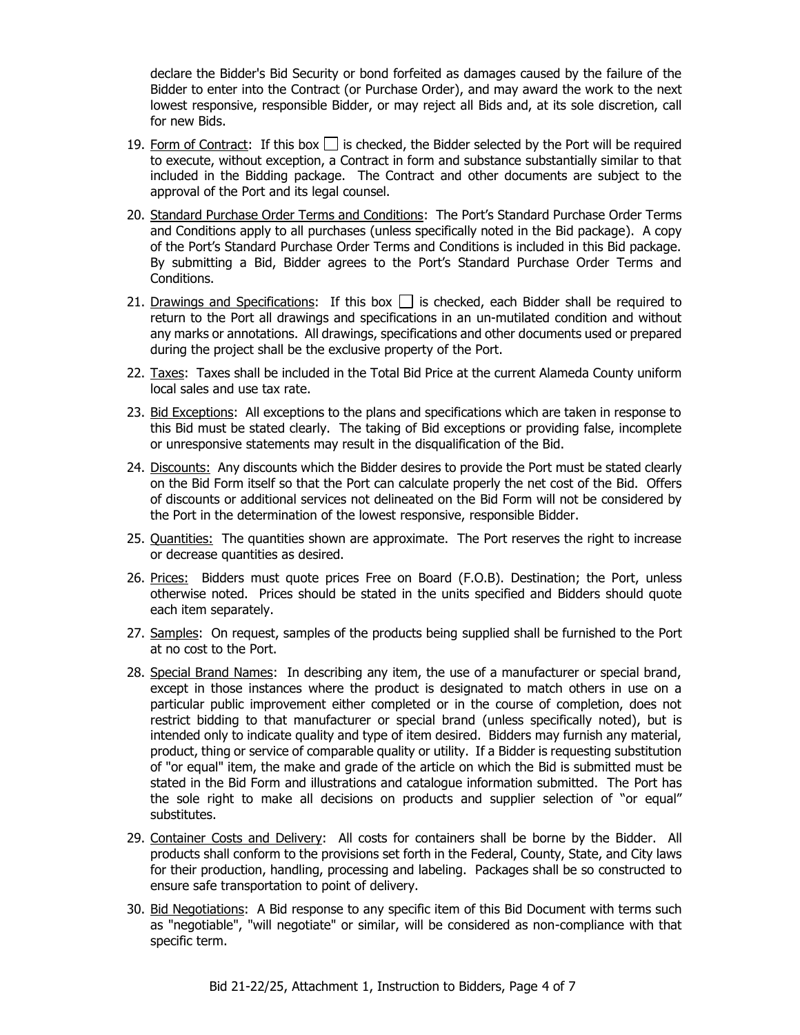declare the Bidder's Bid Security or bond forfeited as damages caused by the failure of the Bidder to enter into the Contract (or Purchase Order), and may award the work to the next lowest responsive, responsible Bidder, or may reject all Bids and, at its sole discretion, call for new Bids.

19. Form of Contract: If this box ☐ is checked, the Bidder selected by the Port will be required to execute, without exception, a Contract in form and substance substantially similar to that included in the Bidding package. The Contract and other documents are subject to the approval of the Port and its legal counsel.

20. Standard Purchase Order Terms and Conditions: The Port's Standard Purchase Order Terms and Conditions apply to all purchases (unless specifically noted in the Bid package). A copy of the Port's Standard Purchase Order Terms and Conditions is included in this Bid package. By submitting a Bid, Bidder agrees to the Port's Standard Purchase Order Terms and Conditions.

21. Drawings and Specifications: If this box ☐ is checked, each Bidder shall be required to return to the Port all drawings and specifications in an un-mutilated condition and without any marks or annotations. All drawings, specifications and other documents used or prepared during the project shall be the exclusive property of the Port.

22. Taxes: Taxes shall be included in the Total Bid Price at the current Alameda County uniform local sales and use tax rate.

23. Bid Exceptions: All exceptions to the plans and specifications which are taken in response to this Bid must be stated clearly. The taking of Bid exceptions or providing false, incomplete or unresponsive statements may result in the disqualification of the Bid.

24. Discounts: Any discounts which the Bidder desires to provide the Port must be stated clearly on the Bid Form itself so that the Port can calculate properly the net cost of the Bid. Offers of discounts or additional services not delineated on the Bid Form will not be considered by the Port in the determination of the lowest responsive, responsible Bidder.

25. Quantities: The quantities shown are approximate. The Port reserves the right to increase or decrease quantities as desired.

26. Prices: Bidders must quote prices Free on Board (F.O.B). Destination; the Port, unless otherwise noted. Prices should be stated in the units specified and Bidders should quote each item separately.

27. Samples: On request, samples of the products being supplied shall be furnished to the Port at no cost to the Port.

28. Special Brand Names: In describing any item, the use of a manufacturer or special brand, except in those instances where the product is designated to match others in use on a particular public improvement either completed or in the course of completion, does not restrict bidding to that manufacturer or special brand (unless specifically noted), but is intended only to indicate quality and type of item desired. Bidders may furnish any material, product, thing or service of comparable quality or utility. If a Bidder is requesting substitution of "or equal" item, the make and grade of the article on which the Bid is submitted must be stated in the Bid Form and illustrations and catalogue information submitted. The Port has the sole right to make all decisions on products and supplier selection of "or equal" substitutes.

29. Container Costs and Delivery: All costs for containers shall be borne by the Bidder. All products shall conform to the provisions set forth in the Federal, County, State, and City laws for their production, handling, processing and labeling. Packages shall be so constructed to ensure safe transportation to point of delivery.

30. Bid Negotiations: A Bid response to any specific item of this Bid Document with terms such as "negotiable", "will negotiate" or similar, will be considered as non-compliance with that specific term.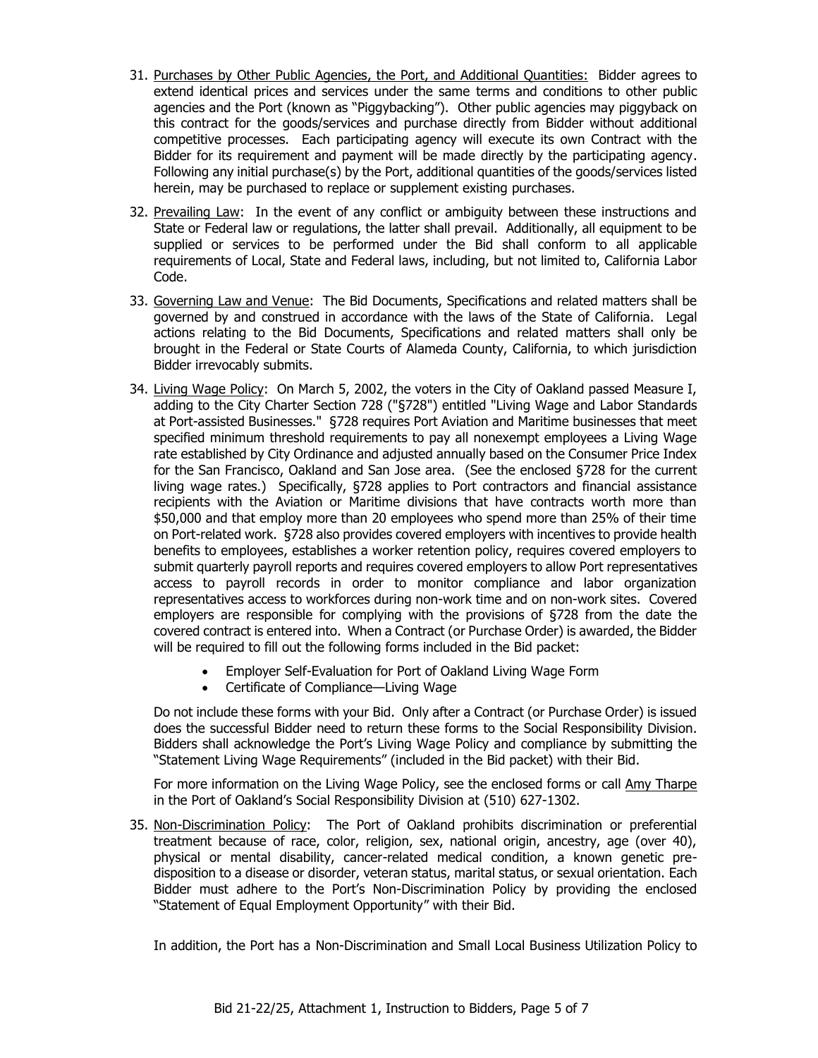31. Purchases by Other Public Agencies, the Port, and Additional Quantities: Bidder agrees to extend identical prices and services under the same terms and conditions to other public agencies and the Port (known as "Piggybacking"). Other public agencies may piggyback on this contract for the goods/services and purchase directly from Bidder without additional competitive processes. Each participating agency will execute its own Contract with the Bidder for its requirement and payment will be made directly by the participating agency. Following any initial purchase(s) by the Port, additional quantities of the goods/services listed herein, may be purchased to replace or supplement existing purchases.

32. Prevailing Law: In the event of any conflict or ambiguity between these instructions and State or Federal law or regulations, the latter shall prevail. Additionally, all equipment to be supplied or services to be performed under the Bid shall conform to all applicable requirements of Local, State and Federal laws, including, but not limited to, California Labor Code.

33. Governing Law and Venue: The Bid Documents, Specifications and related matters shall be governed by and construed in accordance with the laws of the State of California. Legal actions relating to the Bid Documents, Specifications and related matters shall only be brought in the Federal or State Courts of Alameda County, California, to which jurisdiction Bidder irrevocably submits.

34. Living Wage Policy: On March 5, 2002, the voters in the City of Oakland passed Measure I, adding to the City Charter Section 728 ("§728") entitled "Living Wage and Labor Standards at Port-assisted Businesses." §728 requires Port Aviation and Maritime businesses that meet specified minimum threshold requirements to pay all nonexempt employees a Living Wage rate established by City Ordinance and adjusted annually based on the Consumer Price Index for the San Francisco, Oakland and San Jose area. (See the enclosed §728 for the current living wage rates.) Specifically, §728 applies to Port contractors and financial assistance recipients with the Aviation or Maritime divisions that have contracts worth more than \$50,000 and that employ more than 20 employees who spend more than 25% of their time on Port-related work. §728 also provides covered employers with incentives to provide health benefits to employees, establishes a worker retention policy, requires covered employers to submit quarterly payroll reports and requires covered employers to allow Port representatives access to payroll records in order to monitor compliance and labor organization representatives access to workforces during non-work time and on non-work sites. Covered employers are responsible for complying with the provisions of §728 from the date the covered contract is entered into. When a Contract (or Purchase Order) is awarded, the Bidder will be required to fill out the following forms included in the Bid packet:

    - Employer Self-Evaluation for Port of Oakland Living Wage Form
    - Certificate of Compliance—Living Wage

    Do not include these forms with your Bid. Only after a Contract (or Purchase Order) is issued does the successful Bidder need to return these forms to the Social Responsibility Division. Bidders shall acknowledge the Port's Living Wage Policy and compliance by submitting the "Statement Living Wage Requirements" (included in the Bid packet) with their Bid.

    For more information on the Living Wage Policy, see the enclosed forms or call Amy Tharpe in the Port of Oakland's Social Responsibility Division at (510) 627-1302.

35. Non-Discrimination Policy: The Port of Oakland prohibits discrimination or preferential treatment because of race, color, religion, sex, national origin, ancestry, age (over 40), physical or mental disability, cancer-related medical condition, a known genetic pre-disposition to a disease or disorder, veteran status, marital status, or sexual orientation. Each Bidder must adhere to the Port's Non-Discrimination Policy by providing the enclosed "Statement of Equal Employment Opportunity" with their Bid.

    In addition, the Port has a Non-Discrimination and Small Local Business Utilization Policy to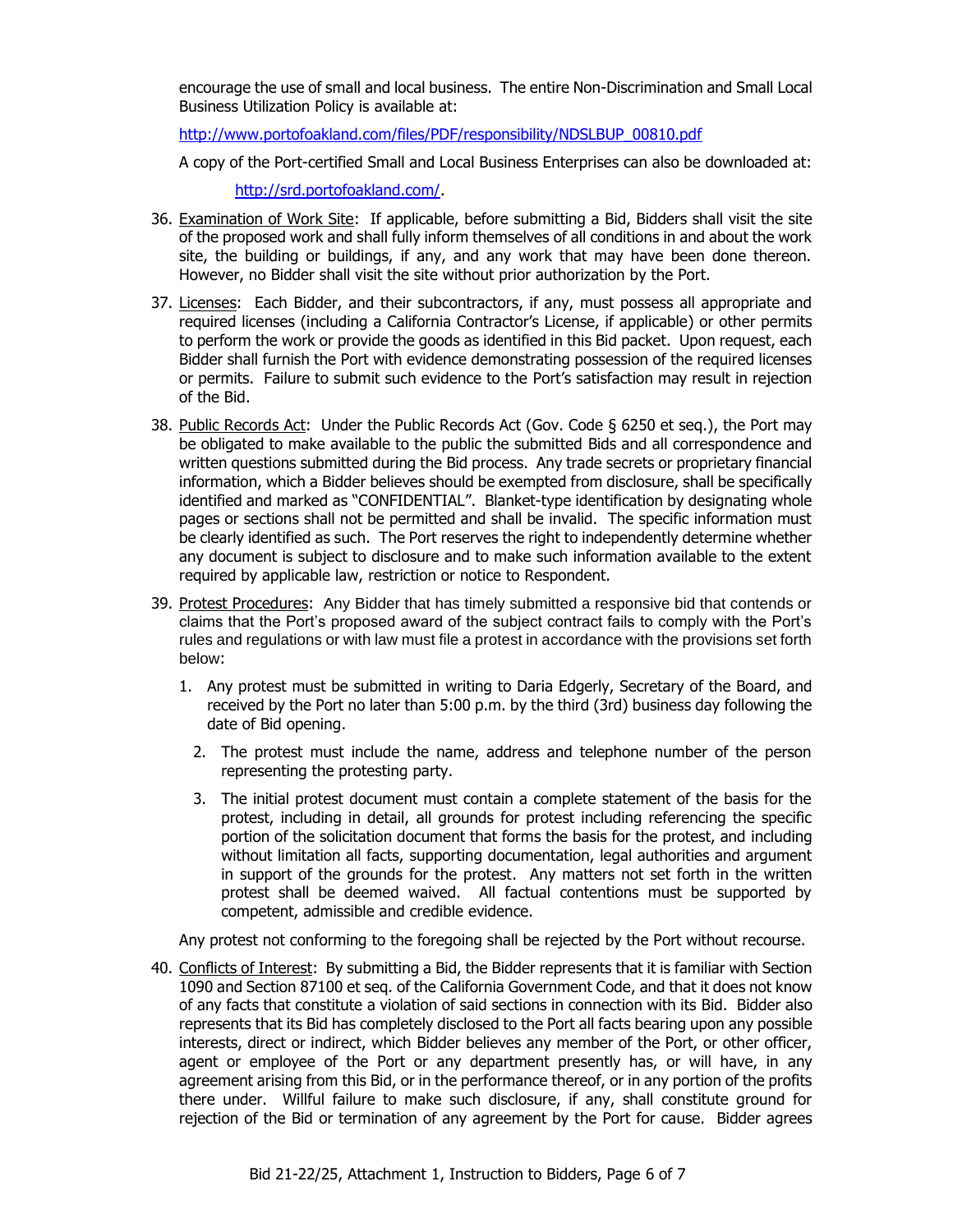encourage the use of small and local business. The entire Non-Discrimination and Small Local Business Utilization Policy is available at:

http://www.portofoakland.com/files/PDF/responsibility/NDSLBUP_00810.pdf

A copy of the Port-certified Small and Local Business Enterprises can also be downloaded at:

http://srd.portofoakland.com/.

36. Examination of Work Site: If applicable, before submitting a Bid, Bidders shall visit the site of the proposed work and shall fully inform themselves of all conditions in and about the work site, the building or buildings, if any, and any work that may have been done thereon. However, no Bidder shall visit the site without prior authorization by the Port.

37. Licenses: Each Bidder, and their subcontractors, if any, must possess all appropriate and required licenses (including a California Contractor's License, if applicable) or other permits to perform the work or provide the goods as identified in this Bid packet. Upon request, each Bidder shall furnish the Port with evidence demonstrating possession of the required licenses or permits. Failure to submit such evidence to the Port's satisfaction may result in rejection of the Bid.

38. Public Records Act: Under the Public Records Act (Gov. Code § 6250 et seq.), the Port may be obligated to make available to the public the submitted Bids and all correspondence and written questions submitted during the Bid process. Any trade secrets or proprietary financial information, which a Bidder believes should be exempted from disclosure, shall be specifically identified and marked as "CONFIDENTIAL". Blanket-type identification by designating whole pages or sections shall not be permitted and shall be invalid. The specific information must be clearly identified as such. The Port reserves the right to independently determine whether any document is subject to disclosure and to make such information available to the extent required by applicable law, restriction or notice to Respondent.

39. Protest Procedures: Any Bidder that has timely submitted a responsive bid that contends or claims that the Port's proposed award of the subject contract fails to comply with the Port's rules and regulations or with law must file a protest in accordance with the provisions set forth below:

    1. Any protest must be submitted in writing to Daria Edgerly, Secretary of the Board, and received by the Port no later than 5:00 p.m. by the third (3rd) business day following the date of Bid opening.

    2. The protest must include the name, address and telephone number of the person representing the protesting party.

    3. The initial protest document must contain a complete statement of the basis for the protest, including in detail, all grounds for protest including referencing the specific portion of the solicitation document that forms the basis for the protest, and including without limitation all facts, supporting documentation, legal authorities and argument in support of the grounds for the protest. Any matters not set forth in the written protest shall be deemed waived. All factual contentions must be supported by competent, admissible and credible evidence.

    Any protest not conforming to the foregoing shall be rejected by the Port without recourse.

40. Conflicts of Interest: By submitting a Bid, the Bidder represents that it is familiar with Section 1090 and Section 87100 et seq. of the California Government Code, and that it does not know of any facts that constitute a violation of said sections in connection with its Bid. Bidder also represents that its Bid has completely disclosed to the Port all facts bearing upon any possible interests, direct or indirect, which Bidder believes any member of the Port, or other officer, agent or employee of the Port or any department presently has, or will have, in any agreement arising from this Bid, or in the performance thereof, or in any portion of the profits there under. Willful failure to make such disclosure, if any, shall constitute ground for rejection of the Bid or termination of any agreement by the Port for cause. Bidder agrees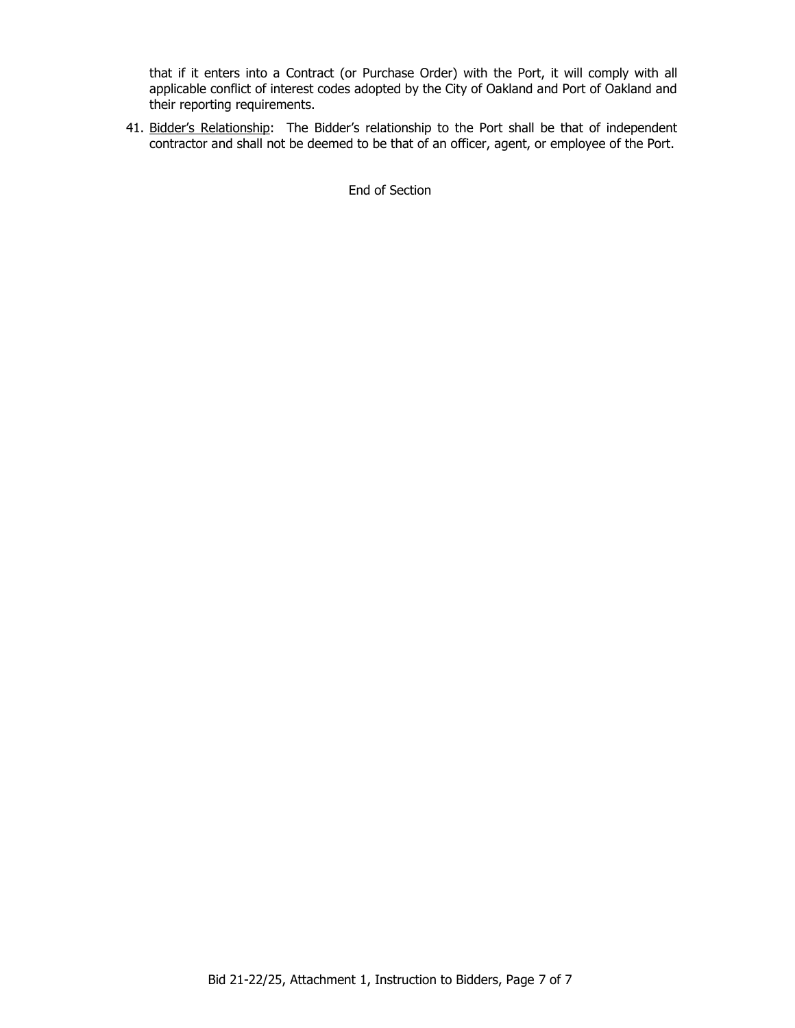that if it enters into a Contract (or Purchase Order) with the Port, it will comply with all applicable conflict of interest codes adopted by the City of Oakland and Port of Oakland and their reporting requirements.

41. <u>Bidder's Relationship</u>: The Bidder's relationship to the Port shall be that of independent contractor and shall not be deemed to be that of an officer, agent, or employee of the Port.

End of Section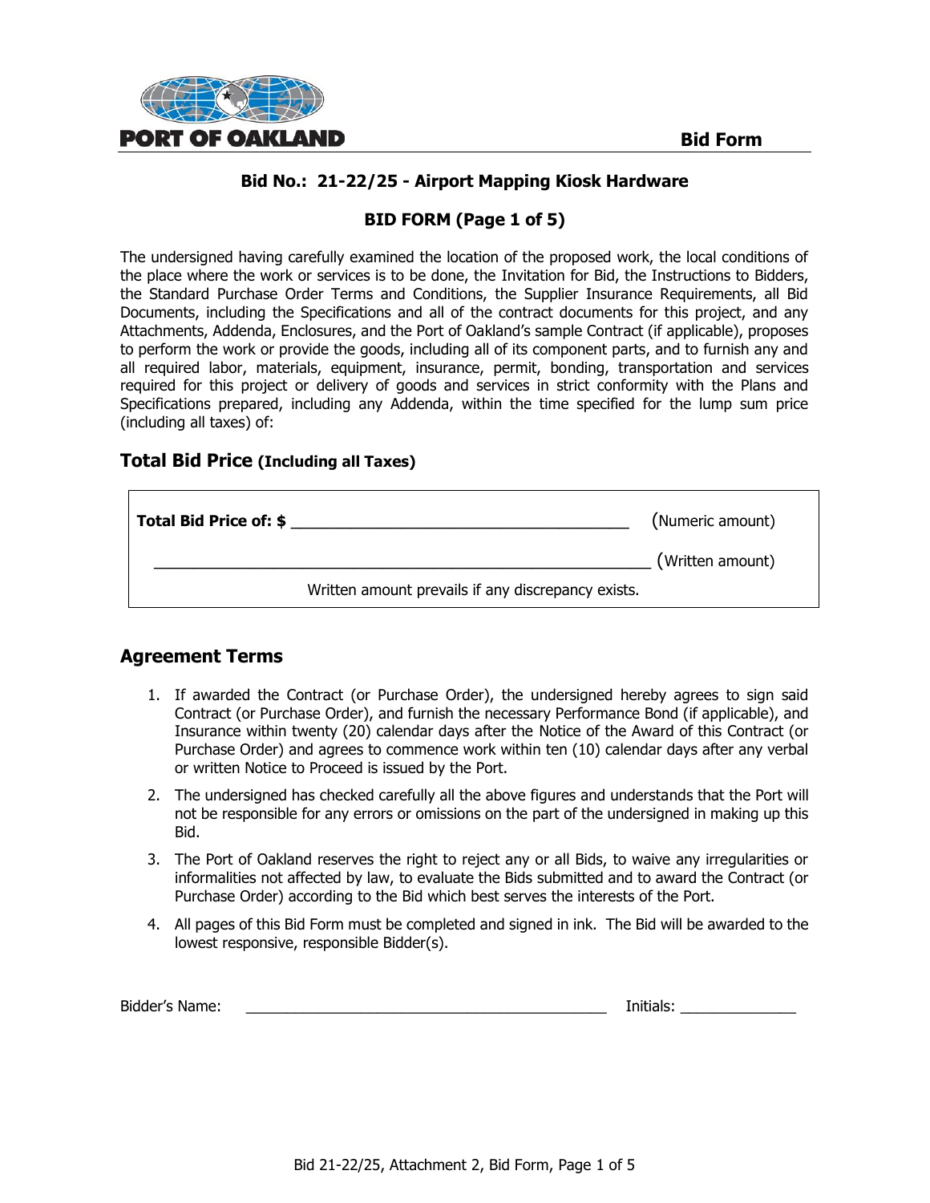PORT OF OAKLAND **Bid Form**

**Bid No.: 21-22/25 - Airport Mapping Kiosk Hardware**

**BID FORM (Page 1 of 5)**

The undersigned having carefully examined the location of the proposed work, the local conditions of the place where the work or services is to be done, the Invitation for Bid, the Instructions to Bidders, the Standard Purchase Order Terms and Conditions, the Supplier Insurance Requirements, all Bid Documents, including the Specifications and all of the contract documents for this project, and any Attachments, Addenda, Enclosures, and the Port of Oakland's sample Contract (if applicable), proposes to perform the work or provide the goods, including all of its component parts, and to furnish any and all required labor, materials, equipment, insurance, permit, bonding, transportation and services required for this project or delivery of goods and services in strict conformity with the Plans and Specifications prepared, including any Addenda, within the time specified for the lump sum price (including all taxes) of:

## Total Bid Price (Including all Taxes)

**Total Bid Price of: $** ______________________________________ (Numeric amount)

________________________________________________________ (Written amount)

Written amount prevails if any discrepancy exists.

## Agreement Terms

1. If awarded the Contract (or Purchase Order), the undersigned hereby agrees to sign said Contract (or Purchase Order), and furnish the necessary Performance Bond (if applicable), and Insurance within twenty (20) calendar days after the Notice of the Award of this Contract (or Purchase Order) and agrees to commence work within ten (10) calendar days after any verbal or written Notice to Proceed is issued by the Port.
2. The undersigned has checked carefully all the above figures and understands that the Port will not be responsible for any errors or omissions on the part of the undersigned in making up this Bid.
3. The Port of Oakland reserves the right to reject any or all Bids, to waive any irregularities or informalities not affected by law, to evaluate the Bids submitted and to award the Contract (or Purchase Order) according to the Bid which best serves the interests of the Port.
4. All pages of this Bid Form must be completed and signed in ink. The Bid will be awarded to the lowest responsive, responsible Bidder(s).

Bidder's Name: ____________________________________________ Initials: ______________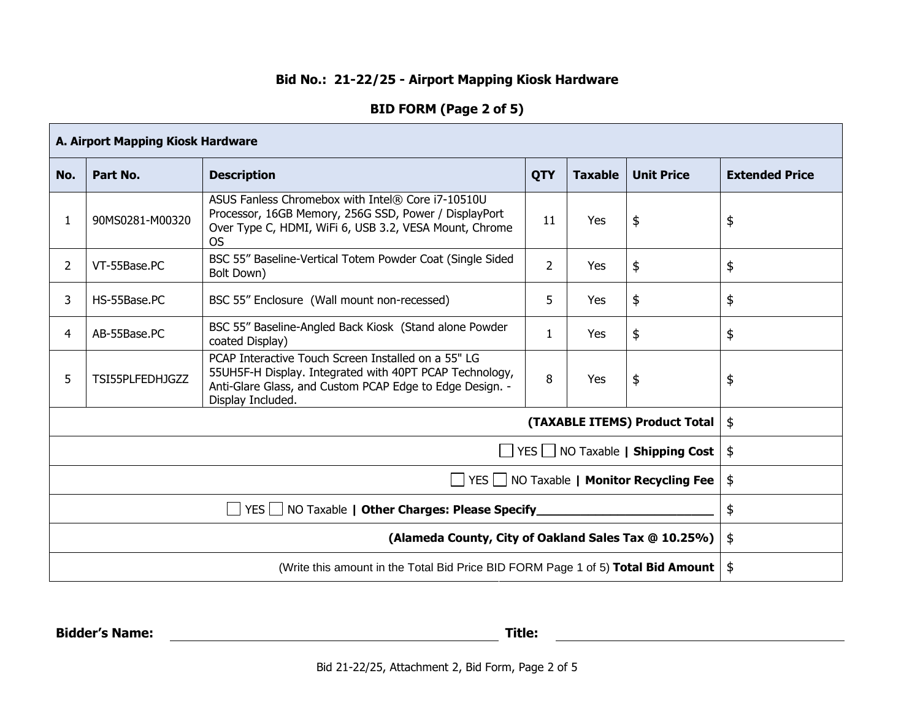## Bid No.: 21-22/25 - Airport Mapping Kiosk Hardware

## BID FORM (Page 2 of 5)

| A. Airport Mapping Kiosk Hardware | | | | | | |
|---|---|---|---|---|---|---|
| **No.** | **Part No.** | **Description** | **QTY** | **Taxable** | **Unit Price** | **Extended Price** |
| 1 | 90MS0281-M00320 | ASUS Fanless Chromebox with Intel® Core i7-10510U Processor, 16GB Memory, 256G SSD, Power / DisplayPort Over Type C, HDMI, WiFi 6, USB 3.2, VESA Mount, Chrome OS | 11 | Yes | $ | $ |
| 2 | VT-55Base.PC | BSC 55" Baseline-Vertical Totem Powder Coat (Single Sided Bolt Down) | 2 | Yes | $ | $ |
| 3 | HS-55Base.PC | BSC 55" Enclosure (Wall mount non-recessed) | 5 | Yes | $ | $ |
| 4 | AB-55Base.PC | BSC 55" Baseline-Angled Back Kiosk (Stand alone Powder coated Display) | 1 | Yes | $ | $ |
| 5 | TSI55PLFEDHJGZZ | PCAP Interactive Touch Screen Installed on a 55" LG 55UH5F-H Display. Integrated with 40PT PCAP Technology, Anti-Glare Glass, and Custom PCAP Edge to Edge Design. - Display Included. | 8 | Yes | $ | $ |
| | | | | | **(TAXABLE ITEMS) Product Total** | $ |
| | | | | | ☐ YES ☐ NO Taxable **\| Shipping Cost** | $ |
| | | | | | ☐ YES ☐ NO Taxable **\| Monitor Recycling Fee** | $ |
| | | | | | ☐ YES ☐ NO Taxable **\| Other Charges: Please Specify__________________________** | $ |
| | | | | | **(Alameda County, City of Oakland Sales Tax @ 10.25%)** | $ |
| | | | | | (Write this amount in the Total Bid Price BID FORM Page 1 of 5) **Total Bid Amount** | $ |

**Bidder's Name:** ______________________________ **Title:** ______________________________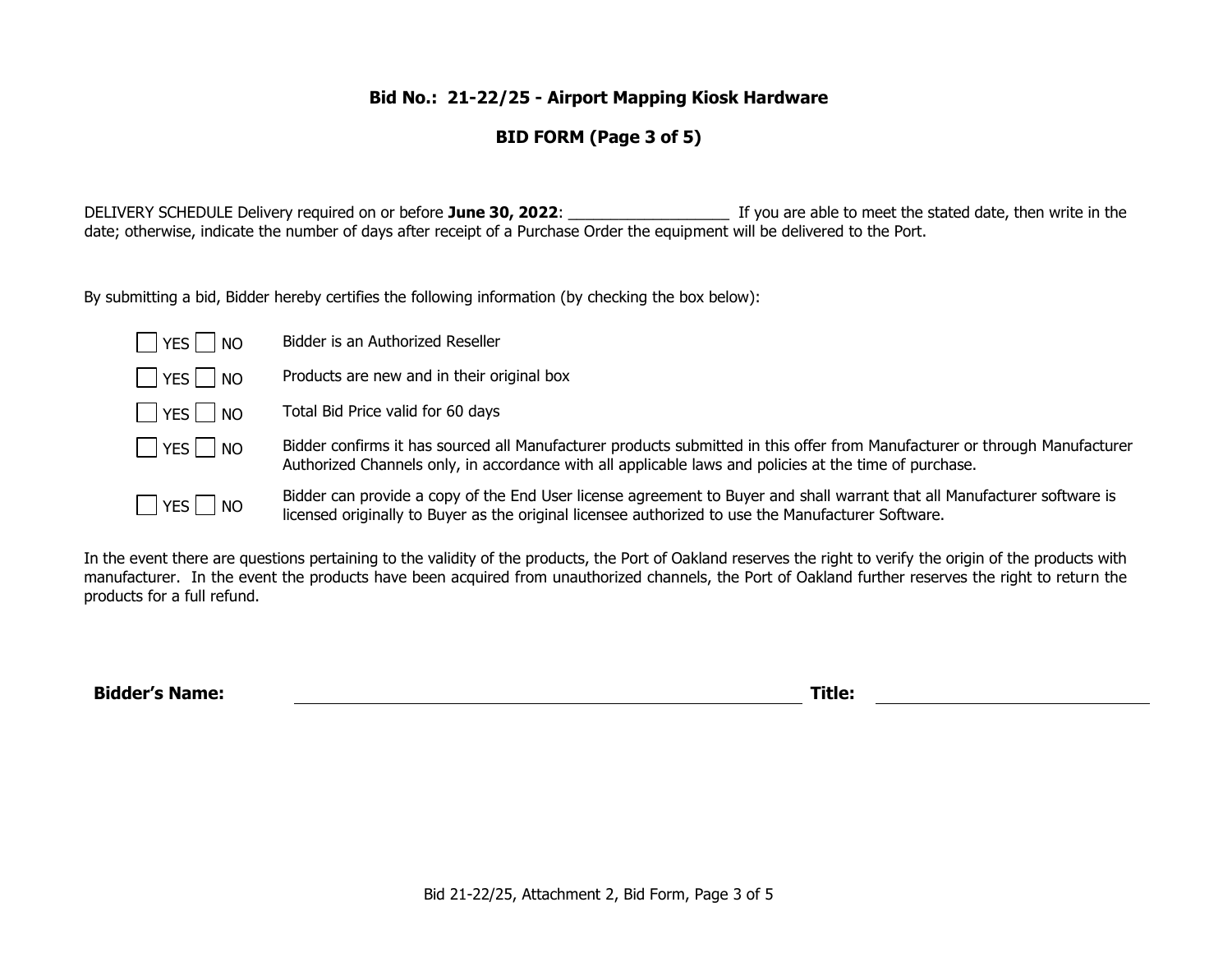## Bid No.: 21-22/25 - Airport Mapping Kiosk Hardware

## BID FORM (Page 3 of 5)

DELIVERY SCHEDULE Delivery required on or before **June 30, 2022**: ___________________ If you are able to meet the stated date, then write in the date; otherwise, indicate the number of days after receipt of a Purchase Order the equipment will be delivered to the Port.

By submitting a bid, Bidder hereby certifies the following information (by checking the box below):

| | |
|---|---|
| ☐ YES ☐ NO | Bidder is an Authorized Reseller |
| ☐ YES ☐ NO | Products are new and in their original box |
| ☐ YES ☐ NO | Total Bid Price valid for 60 days |
| ☐ YES ☐ NO | Bidder confirms it has sourced all Manufacturer products submitted in this offer from Manufacturer or through Manufacturer Authorized Channels only, in accordance with all applicable laws and policies at the time of purchase. |
| ☐ YES ☐ NO | Bidder can provide a copy of the End User license agreement to Buyer and shall warrant that all Manufacturer software is licensed originally to Buyer as the original licensee authorized to use the Manufacturer Software. |

In the event there are questions pertaining to the validity of the products, the Port of Oakland reserves the right to verify the origin of the products with manufacturer. In the event the products have been acquired from unauthorized channels, the Port of Oakland further reserves the right to return the products for a full refund.

**Bidder's Name:** ______________________________ **Title:** ______________________________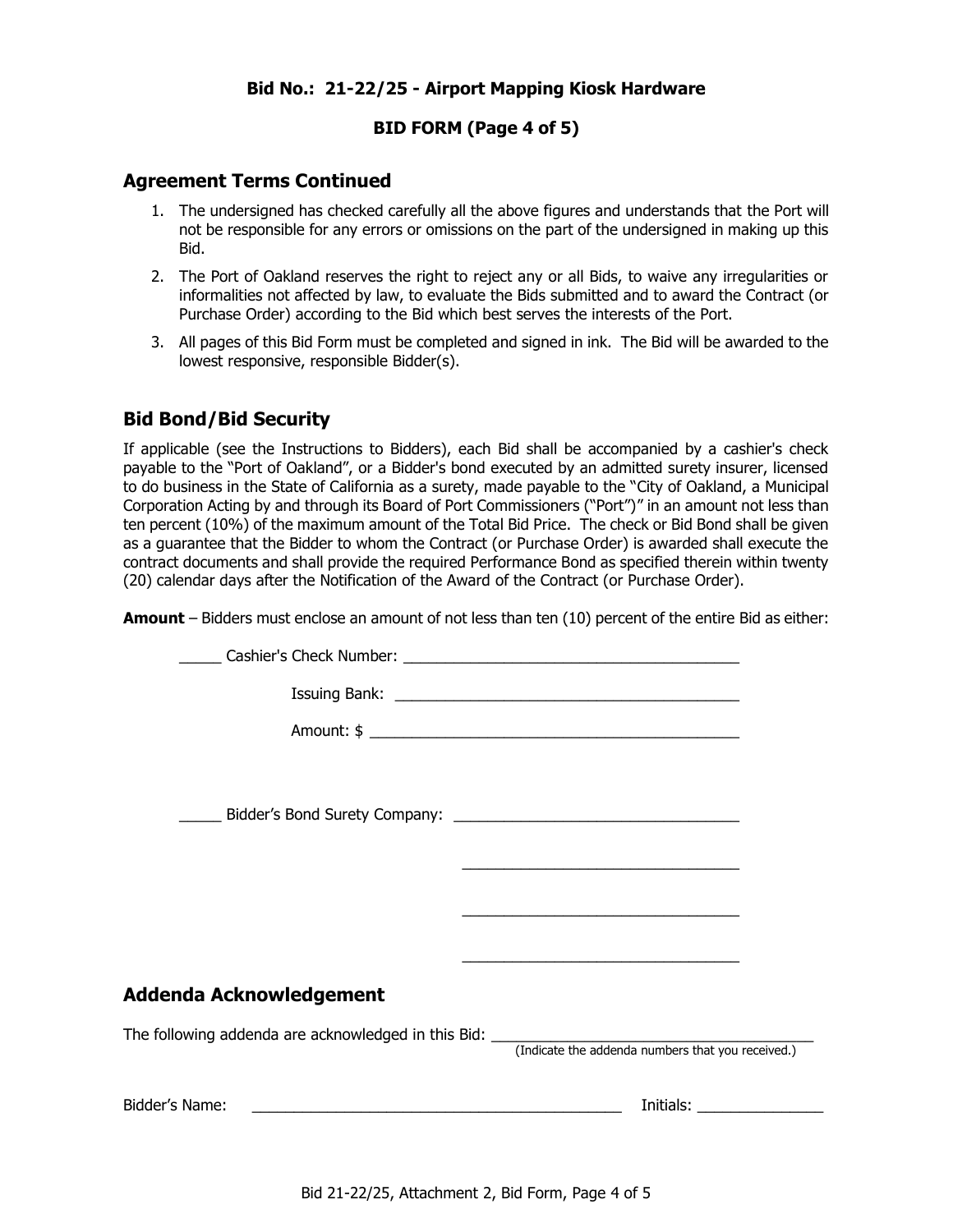**Bid No.: 21-22/25 - Airport Mapping Kiosk Hardware**

**BID FORM (Page 4 of 5)**

## Agreement Terms Continued

1. The undersigned has checked carefully all the above figures and understands that the Port will not be responsible for any errors or omissions on the part of the undersigned in making up this Bid.
2. The Port of Oakland reserves the right to reject any or all Bids, to waive any irregularities or informalities not affected by law, to evaluate the Bids submitted and to award the Contract (or Purchase Order) according to the Bid which best serves the interests of the Port.
3. All pages of this Bid Form must be completed and signed in ink. The Bid will be awarded to the lowest responsive, responsible Bidder(s).

## Bid Bond/Bid Security

If applicable (see the Instructions to Bidders), each Bid shall be accompanied by a cashier's check payable to the "Port of Oakland", or a Bidder's bond executed by an admitted surety insurer, licensed to do business in the State of California as a surety, made payable to the "City of Oakland, a Municipal Corporation Acting by and through its Board of Port Commissioners ("Port")" in an amount not less than ten percent (10%) of the maximum amount of the Total Bid Price. The check or Bid Bond shall be given as a guarantee that the Bidder to whom the Contract (or Purchase Order) is awarded shall execute the contract documents and shall provide the required Performance Bond as specified therein within twenty (20) calendar days after the Notification of the Award of the Contract (or Purchase Order).

**Amount** – Bidders must enclose an amount of not less than ten (10) percent of the entire Bid as either:

_____ Cashier's Check Number: ________________________________________

Issuing Bank: ________________________________________

Amount: $ ____________________________________________

_____ Bidder's Bond Surety Company: _________________________________

_________________________________

_________________________________

_________________________________

## Addenda Acknowledgement

The following addenda are acknowledged in this Bid: ______________________________________
(Indicate the addenda numbers that you received.)

Bidder's Name: ____________________________________________ Initials: _______________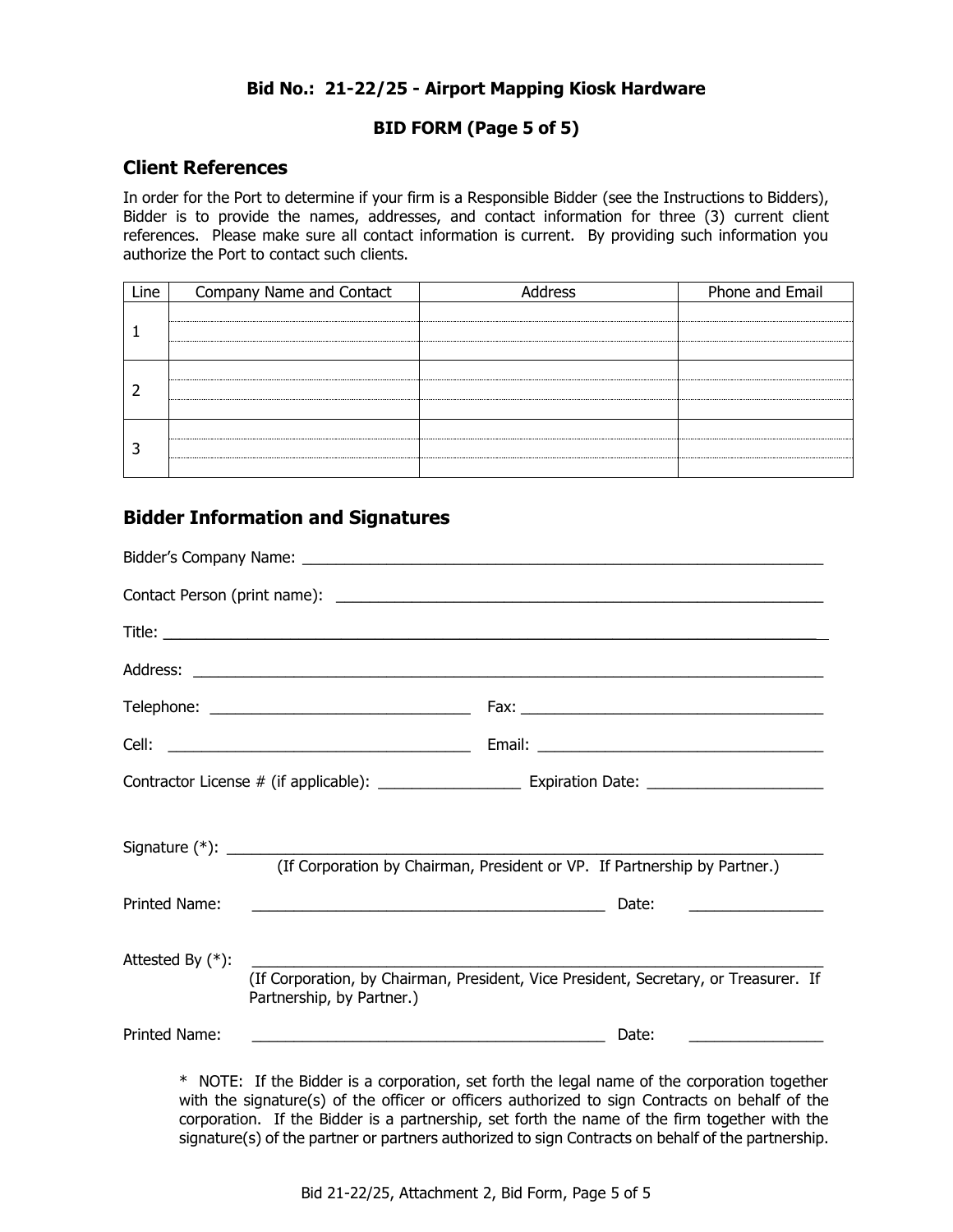**Bid No.: 21-22/25 - Airport Mapping Kiosk Hardware**

**BID FORM (Page 5 of 5)**

## Client References

In order for the Port to determine if your firm is a Responsible Bidder (see the Instructions to Bidders), Bidder is to provide the names, addresses, and contact information for three (3) current client references. Please make sure all contact information is current. By providing such information you authorize the Port to contact such clients.

| Line | Company Name and Contact | Address | Phone and Email |
|---|---|---|---|
| 1 | | | |
| | | | |
| | | | |
| 2 | | | |
| | | | |
| | | | |
| 3 | | | |
| | | | |
| | | | |

## Bidder Information and Signatures

Bidder's Company Name: ____________________________________________

Contact Person (print name): ____________________________________________

Title: ____________________________________________

Address: ____________________________________________

Telephone: ______________________ Fax: ______________________

Cell: ______________________ Email: ______________________

Contractor License # (if applicable): ______________ Expiration Date: ______________

Signature (*): ____________________________________________
(If Corporation by Chairman, President or VP. If Partnership by Partner.)

Printed Name: ______________________________ Date: ______________

Attested By (*): ____________________________________________
(If Corporation, by Chairman, President, Vice President, Secretary, or Treasurer. If Partnership, by Partner.)

Printed Name: ______________________________ Date: ______________

* NOTE: If the Bidder is a corporation, set forth the legal name of the corporation together with the signature(s) of the officer or officers authorized to sign Contracts on behalf of the corporation. If the Bidder is a partnership, set forth the name of the firm together with the signature(s) of the partner or partners authorized to sign Contracts on behalf of the partnership.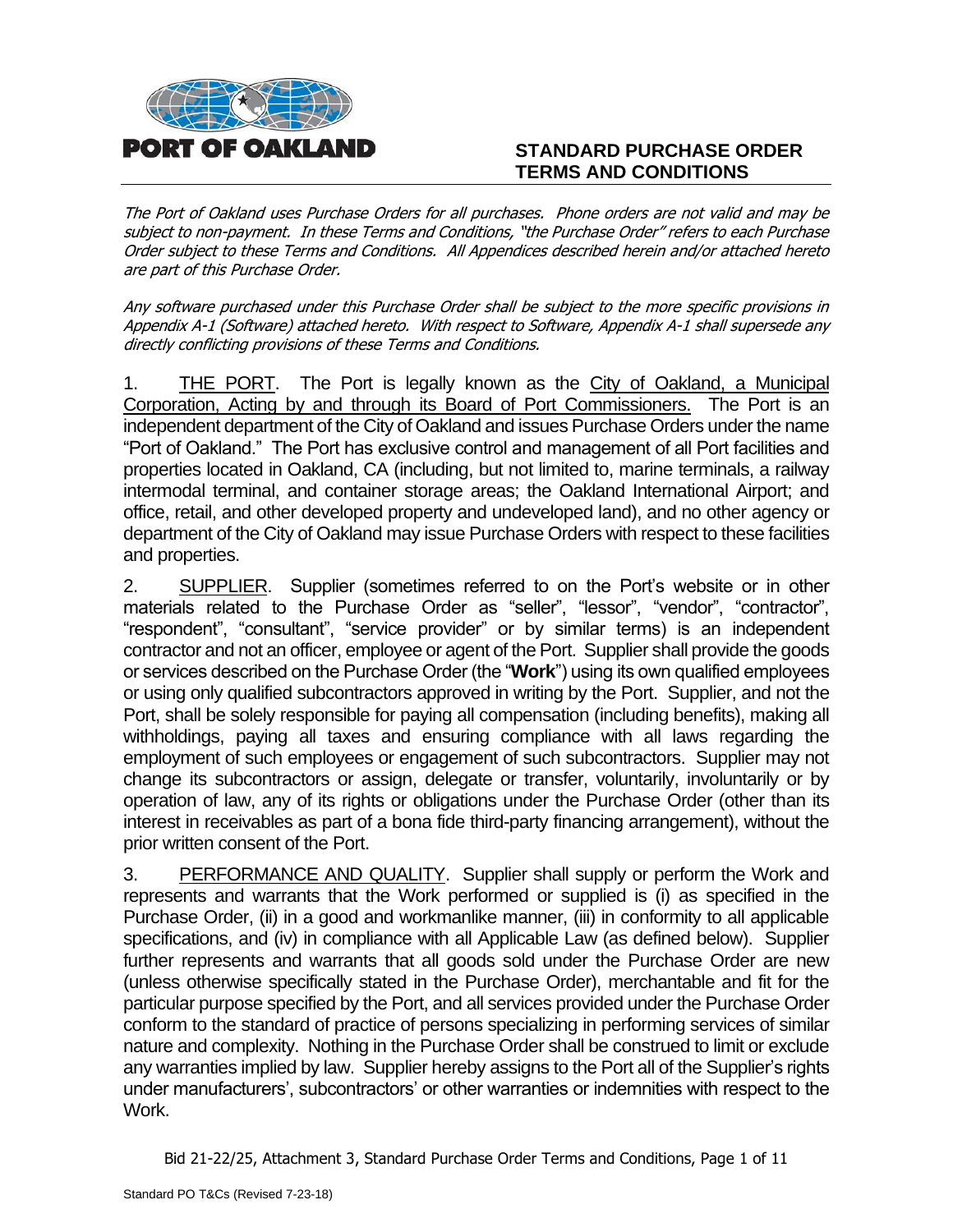**PORT OF OAKLAND**

# STANDARD PURCHASE ORDER TERMS AND CONDITIONS

*The Port of Oakland uses Purchase Orders for all purchases. Phone orders are not valid and may be subject to non-payment. In these Terms and Conditions, "the Purchase Order" refers to each Purchase Order subject to these Terms and Conditions. All Appendices described herein and/or attached hereto are part of this Purchase Order.*

*Any software purchased under this Purchase Order shall be subject to the more specific provisions in Appendix A-1 (Software) attached hereto. With respect to Software, Appendix A-1 shall supersede any directly conflicting provisions of these Terms and Conditions.*

1. THE PORT. The Port is legally known as the City of Oakland, a Municipal Corporation, Acting by and through its Board of Port Commissioners. The Port is an independent department of the City of Oakland and issues Purchase Orders under the name "Port of Oakland." The Port has exclusive control and management of all Port facilities and properties located in Oakland, CA (including, but not limited to, marine terminals, a railway intermodal terminal, and container storage areas; the Oakland International Airport; and office, retail, and other developed property and undeveloped land), and no other agency or department of the City of Oakland may issue Purchase Orders with respect to these facilities and properties.

2. SUPPLIER. Supplier (sometimes referred to on the Port's website or in other materials related to the Purchase Order as "seller", "lessor", "vendor", "contractor", "respondent", "consultant", "service provider" or by similar terms) is an independent contractor and not an officer, employee or agent of the Port. Supplier shall provide the goods or services described on the Purchase Order (the "**Work**") using its own qualified employees or using only qualified subcontractors approved in writing by the Port. Supplier, and not the Port, shall be solely responsible for paying all compensation (including benefits), making all withholdings, paying all taxes and ensuring compliance with all laws regarding the employment of such employees or engagement of such subcontractors. Supplier may not change its subcontractors or assign, delegate or transfer, voluntarily, involuntarily or by operation of law, any of its rights or obligations under the Purchase Order (other than its interest in receivables as part of a bona fide third-party financing arrangement), without the prior written consent of the Port.

3. PERFORMANCE AND QUALITY. Supplier shall supply or perform the Work and represents and warrants that the Work performed or supplied is (i) as specified in the Purchase Order, (ii) in a good and workmanlike manner, (iii) in conformity to all applicable specifications, and (iv) in compliance with all Applicable Law (as defined below). Supplier further represents and warrants that all goods sold under the Purchase Order are new (unless otherwise specifically stated in the Purchase Order), merchantable and fit for the particular purpose specified by the Port, and all services provided under the Purchase Order conform to the standard of practice of persons specializing in performing services of similar nature and complexity. Nothing in the Purchase Order shall be construed to limit or exclude any warranties implied by law. Supplier hereby assigns to the Port all of the Supplier's rights under manufacturers', subcontractors' or other warranties or indemnities with respect to the Work.

Bid 21-22/25, Attachment 3, Standard Purchase Order Terms and Conditions, Page 1 of 11

Standard PO T&Cs (Revised 7-23-18)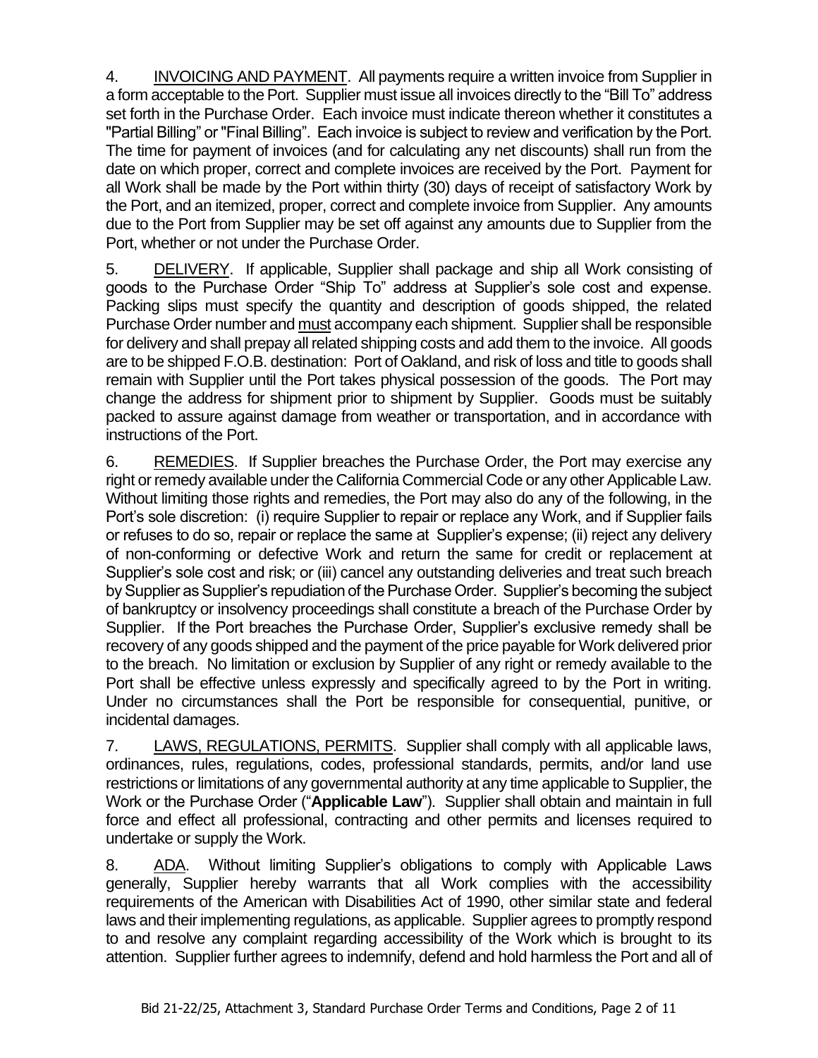4. <u>INVOICING AND PAYMENT</u>. All payments require a written invoice from Supplier in a form acceptable to the Port. Supplier must issue all invoices directly to the "Bill To" address set forth in the Purchase Order. Each invoice must indicate thereon whether it constitutes a "Partial Billing" or "Final Billing". Each invoice is subject to review and verification by the Port. The time for payment of invoices (and for calculating any net discounts) shall run from the date on which proper, correct and complete invoices are received by the Port. Payment for all Work shall be made by the Port within thirty (30) days of receipt of satisfactory Work by the Port, and an itemized, proper, correct and complete invoice from Supplier. Any amounts due to the Port from Supplier may be set off against any amounts due to Supplier from the Port, whether or not under the Purchase Order.

5. <u>DELIVERY</u>. If applicable, Supplier shall package and ship all Work consisting of goods to the Purchase Order "Ship To" address at Supplier's sole cost and expense. Packing slips must specify the quantity and description of goods shipped, the related Purchase Order number and <u>must</u> accompany each shipment. Supplier shall be responsible for delivery and shall prepay all related shipping costs and add them to the invoice. All goods are to be shipped F.O.B. destination: Port of Oakland, and risk of loss and title to goods shall remain with Supplier until the Port takes physical possession of the goods. The Port may change the address for shipment prior to shipment by Supplier. Goods must be suitably packed to assure against damage from weather or transportation, and in accordance with instructions of the Port.

6. <u>REMEDIES</u>. If Supplier breaches the Purchase Order, the Port may exercise any right or remedy available under the California Commercial Code or any other Applicable Law. Without limiting those rights and remedies, the Port may also do any of the following, in the Port's sole discretion: (i) require Supplier to repair or replace any Work, and if Supplier fails or refuses to do so, repair or replace the same at Supplier's expense; (ii) reject any delivery of non-conforming or defective Work and return the same for credit or replacement at Supplier's sole cost and risk; or (iii) cancel any outstanding deliveries and treat such breach by Supplier as Supplier's repudiation of the Purchase Order. Supplier's becoming the subject of bankruptcy or insolvency proceedings shall constitute a breach of the Purchase Order by Supplier. If the Port breaches the Purchase Order, Supplier's exclusive remedy shall be recovery of any goods shipped and the payment of the price payable for Work delivered prior to the breach. No limitation or exclusion by Supplier of any right or remedy available to the Port shall be effective unless expressly and specifically agreed to by the Port in writing. Under no circumstances shall the Port be responsible for consequential, punitive, or incidental damages.

7. <u>LAWS, REGULATIONS, PERMITS</u>. Supplier shall comply with all applicable laws, ordinances, rules, regulations, codes, professional standards, permits, and/or land use restrictions or limitations of any governmental authority at any time applicable to Supplier, the Work or the Purchase Order ("**Applicable Law**"). Supplier shall obtain and maintain in full force and effect all professional, contracting and other permits and licenses required to undertake or supply the Work.

8. <u>ADA</u>. Without limiting Supplier's obligations to comply with Applicable Laws generally, Supplier hereby warrants that all Work complies with the accessibility requirements of the American with Disabilities Act of 1990, other similar state and federal laws and their implementing regulations, as applicable. Supplier agrees to promptly respond to and resolve any complaint regarding accessibility of the Work which is brought to its attention. Supplier further agrees to indemnify, defend and hold harmless the Port and all of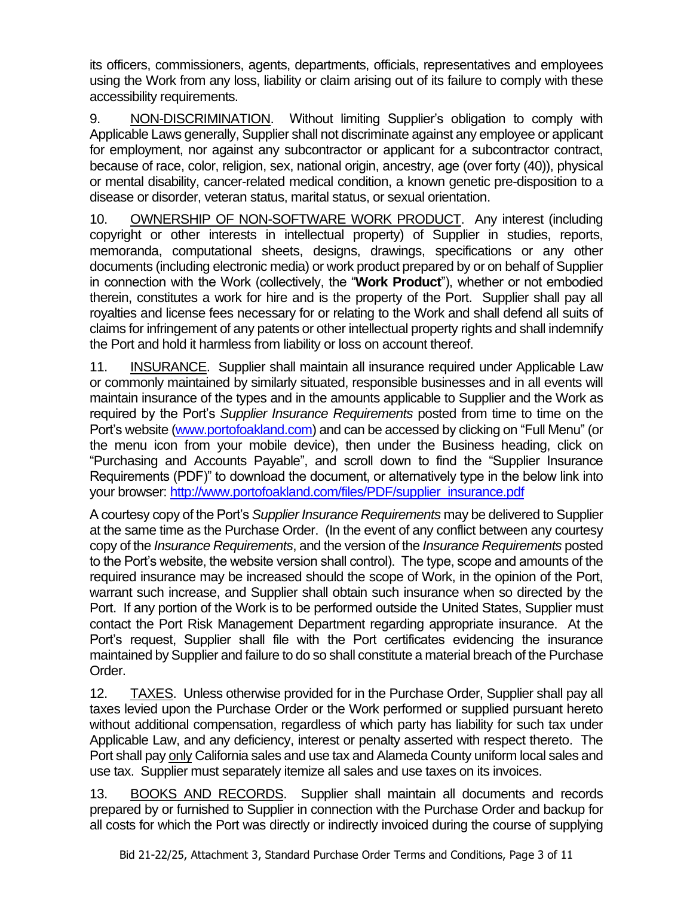its officers, commissioners, agents, departments, officials, representatives and employees using the Work from any loss, liability or claim arising out of its failure to comply with these accessibility requirements.

9. <u>NON-DISCRIMINATION</u>. Without limiting Supplier's obligation to comply with Applicable Laws generally, Supplier shall not discriminate against any employee or applicant for employment, nor against any subcontractor or applicant for a subcontractor contract, because of race, color, religion, sex, national origin, ancestry, age (over forty (40)), physical or mental disability, cancer-related medical condition, a known genetic pre-disposition to a disease or disorder, veteran status, marital status, or sexual orientation.

10. <u>OWNERSHIP OF NON-SOFTWARE WORK PRODUCT</u>. Any interest (including copyright or other interests in intellectual property) of Supplier in studies, reports, memoranda, computational sheets, designs, drawings, specifications or any other documents (including electronic media) or work product prepared by or on behalf of Supplier in connection with the Work (collectively, the "**Work Product**"), whether or not embodied therein, constitutes a work for hire and is the property of the Port. Supplier shall pay all royalties and license fees necessary for or relating to the Work and shall defend all suits of claims for infringement of any patents or other intellectual property rights and shall indemnify the Port and hold it harmless from liability or loss on account thereof.

11. <u>INSURANCE</u>. Supplier shall maintain all insurance required under Applicable Law or commonly maintained by similarly situated, responsible businesses and in all events will maintain insurance of the types and in the amounts applicable to Supplier and the Work as required by the Port's *Supplier Insurance Requirements* posted from time to time on the Port's website ([www.portofoakland.com](http://www.portofoakland.com)) and can be accessed by clicking on "Full Menu" (or the menu icon from your mobile device), then under the Business heading, click on "Purchasing and Accounts Payable", and scroll down to find the "Supplier Insurance Requirements (PDF)" to download the document, or alternatively type in the below link into your browser: [http://www.portofoakland.com/files/PDF/supplier_insurance.pdf](http://www.portofoakland.com/files/PDF/supplier_insurance.pdf)

A courtesy copy of the Port's *Supplier Insurance Requirements* may be delivered to Supplier at the same time as the Purchase Order. (In the event of any conflict between any courtesy copy of the *Insurance Requirements*, and the version of the *Insurance Requirements* posted to the Port's website, the website version shall control). The type, scope and amounts of the required insurance may be increased should the scope of Work, in the opinion of the Port, warrant such increase, and Supplier shall obtain such insurance when so directed by the Port. If any portion of the Work is to be performed outside the United States, Supplier must contact the Port Risk Management Department regarding appropriate insurance. At the Port's request, Supplier shall file with the Port certificates evidencing the insurance maintained by Supplier and failure to do so shall constitute a material breach of the Purchase Order.

12. <u>TAXES</u>. Unless otherwise provided for in the Purchase Order, Supplier shall pay all taxes levied upon the Purchase Order or the Work performed or supplied pursuant hereto without additional compensation, regardless of which party has liability for such tax under Applicable Law, and any deficiency, interest or penalty asserted with respect thereto. The Port shall pay <u>only</u> California sales and use tax and Alameda County uniform local sales and use tax. Supplier must separately itemize all sales and use taxes on its invoices.

13. <u>BOOKS AND RECORDS</u>. Supplier shall maintain all documents and records prepared by or furnished to Supplier in connection with the Purchase Order and backup for all costs for which the Port was directly or indirectly invoiced during the course of supplying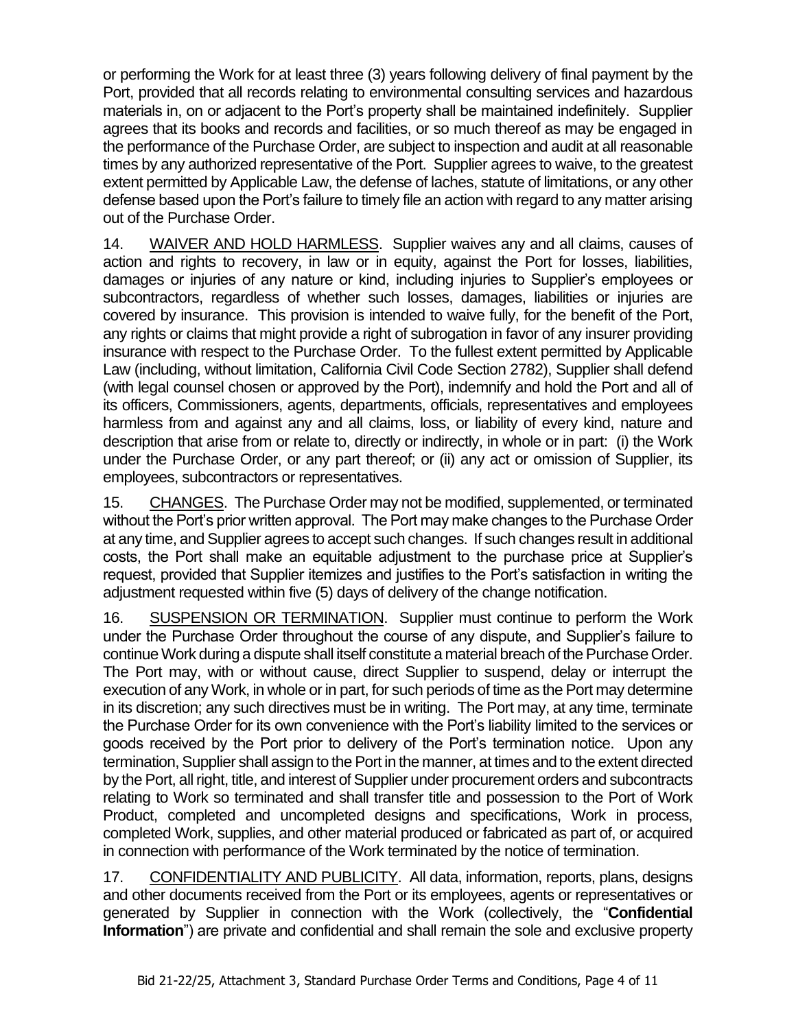or performing the Work for at least three (3) years following delivery of final payment by the Port, provided that all records relating to environmental consulting services and hazardous materials in, on or adjacent to the Port's property shall be maintained indefinitely. Supplier agrees that its books and records and facilities, or so much thereof as may be engaged in the performance of the Purchase Order, are subject to inspection and audit at all reasonable times by any authorized representative of the Port. Supplier agrees to waive, to the greatest extent permitted by Applicable Law, the defense of laches, statute of limitations, or any other defense based upon the Port's failure to timely file an action with regard to any matter arising out of the Purchase Order.

14. WAIVER AND HOLD HARMLESS. Supplier waives any and all claims, causes of action and rights to recovery, in law or in equity, against the Port for losses, liabilities, damages or injuries of any nature or kind, including injuries to Supplier's employees or subcontractors, regardless of whether such losses, damages, liabilities or injuries are covered by insurance. This provision is intended to waive fully, for the benefit of the Port, any rights or claims that might provide a right of subrogation in favor of any insurer providing insurance with respect to the Purchase Order. To the fullest extent permitted by Applicable Law (including, without limitation, California Civil Code Section 2782), Supplier shall defend (with legal counsel chosen or approved by the Port), indemnify and hold the Port and all of its officers, Commissioners, agents, departments, officials, representatives and employees harmless from and against any and all claims, loss, or liability of every kind, nature and description that arise from or relate to, directly or indirectly, in whole or in part: (i) the Work under the Purchase Order, or any part thereof; or (ii) any act or omission of Supplier, its employees, subcontractors or representatives.

15. CHANGES. The Purchase Order may not be modified, supplemented, or terminated without the Port's prior written approval. The Port may make changes to the Purchase Order at any time, and Supplier agrees to accept such changes. If such changes result in additional costs, the Port shall make an equitable adjustment to the purchase price at Supplier's request, provided that Supplier itemizes and justifies to the Port's satisfaction in writing the adjustment requested within five (5) days of delivery of the change notification.

16. SUSPENSION OR TERMINATION. Supplier must continue to perform the Work under the Purchase Order throughout the course of any dispute, and Supplier's failure to continue Work during a dispute shall itself constitute a material breach of the Purchase Order. The Port may, with or without cause, direct Supplier to suspend, delay or interrupt the execution of any Work, in whole or in part, for such periods of time as the Port may determine in its discretion; any such directives must be in writing. The Port may, at any time, terminate the Purchase Order for its own convenience with the Port's liability limited to the services or goods received by the Port prior to delivery of the Port's termination notice. Upon any termination, Supplier shall assign to the Port in the manner, at times and to the extent directed by the Port, all right, title, and interest of Supplier under procurement orders and subcontracts relating to Work so terminated and shall transfer title and possession to the Port of Work Product, completed and uncompleted designs and specifications, Work in process, completed Work, supplies, and other material produced or fabricated as part of, or acquired in connection with performance of the Work terminated by the notice of termination.

17. CONFIDENTIALITY AND PUBLICITY. All data, information, reports, plans, designs and other documents received from the Port or its employees, agents or representatives or generated by Supplier in connection with the Work (collectively, the "**Confidential Information**") are private and confidential and shall remain the sole and exclusive property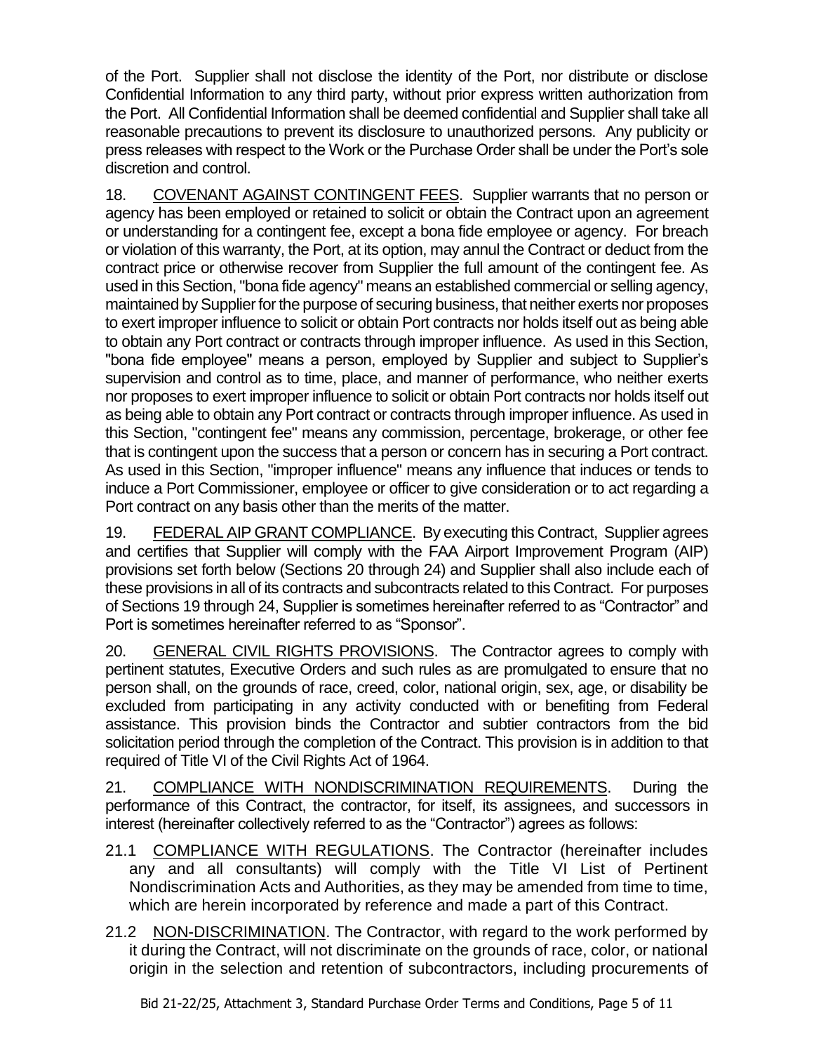of the Port. Supplier shall not disclose the identity of the Port, nor distribute or disclose Confidential Information to any third party, without prior express written authorization from the Port. All Confidential Information shall be deemed confidential and Supplier shall take all reasonable precautions to prevent its disclosure to unauthorized persons. Any publicity or press releases with respect to the Work or the Purchase Order shall be under the Port's sole discretion and control.

18. COVENANT AGAINST CONTINGENT FEES. Supplier warrants that no person or agency has been employed or retained to solicit or obtain the Contract upon an agreement or understanding for a contingent fee, except a bona fide employee or agency. For breach or violation of this warranty, the Port, at its option, may annul the Contract or deduct from the contract price or otherwise recover from Supplier the full amount of the contingent fee. As used in this Section, "bona fide agency" means an established commercial or selling agency, maintained by Supplier for the purpose of securing business, that neither exerts nor proposes to exert improper influence to solicit or obtain Port contracts nor holds itself out as being able to obtain any Port contract or contracts through improper influence. As used in this Section, "bona fide employee" means a person, employed by Supplier and subject to Supplier's supervision and control as to time, place, and manner of performance, who neither exerts nor proposes to exert improper influence to solicit or obtain Port contracts nor holds itself out as being able to obtain any Port contract or contracts through improper influence. As used in this Section, "contingent fee" means any commission, percentage, brokerage, or other fee that is contingent upon the success that a person or concern has in securing a Port contract. As used in this Section, "improper influence" means any influence that induces or tends to induce a Port Commissioner, employee or officer to give consideration or to act regarding a Port contract on any basis other than the merits of the matter.

19. FEDERAL AIP GRANT COMPLIANCE. By executing this Contract, Supplier agrees and certifies that Supplier will comply with the FAA Airport Improvement Program (AIP) provisions set forth below (Sections 20 through 24) and Supplier shall also include each of these provisions in all of its contracts and subcontracts related to this Contract. For purposes of Sections 19 through 24, Supplier is sometimes hereinafter referred to as "Contractor" and Port is sometimes hereinafter referred to as "Sponsor".

20. GENERAL CIVIL RIGHTS PROVISIONS. The Contractor agrees to comply with pertinent statutes, Executive Orders and such rules as are promulgated to ensure that no person shall, on the grounds of race, creed, color, national origin, sex, age, or disability be excluded from participating in any activity conducted with or benefiting from Federal assistance. This provision binds the Contractor and subtier contractors from the bid solicitation period through the completion of the Contract. This provision is in addition to that required of Title VI of the Civil Rights Act of 1964.

21. COMPLIANCE WITH NONDISCRIMINATION REQUIREMENTS. During the performance of this Contract, the contractor, for itself, its assignees, and successors in interest (hereinafter collectively referred to as the "Contractor") agrees as follows:

21.1 COMPLIANCE WITH REGULATIONS. The Contractor (hereinafter includes any and all consultants) will comply with the Title VI List of Pertinent Nondiscrimination Acts and Authorities, as they may be amended from time to time, which are herein incorporated by reference and made a part of this Contract.

21.2 NON-DISCRIMINATION. The Contractor, with regard to the work performed by it during the Contract, will not discriminate on the grounds of race, color, or national origin in the selection and retention of subcontractors, including procurements of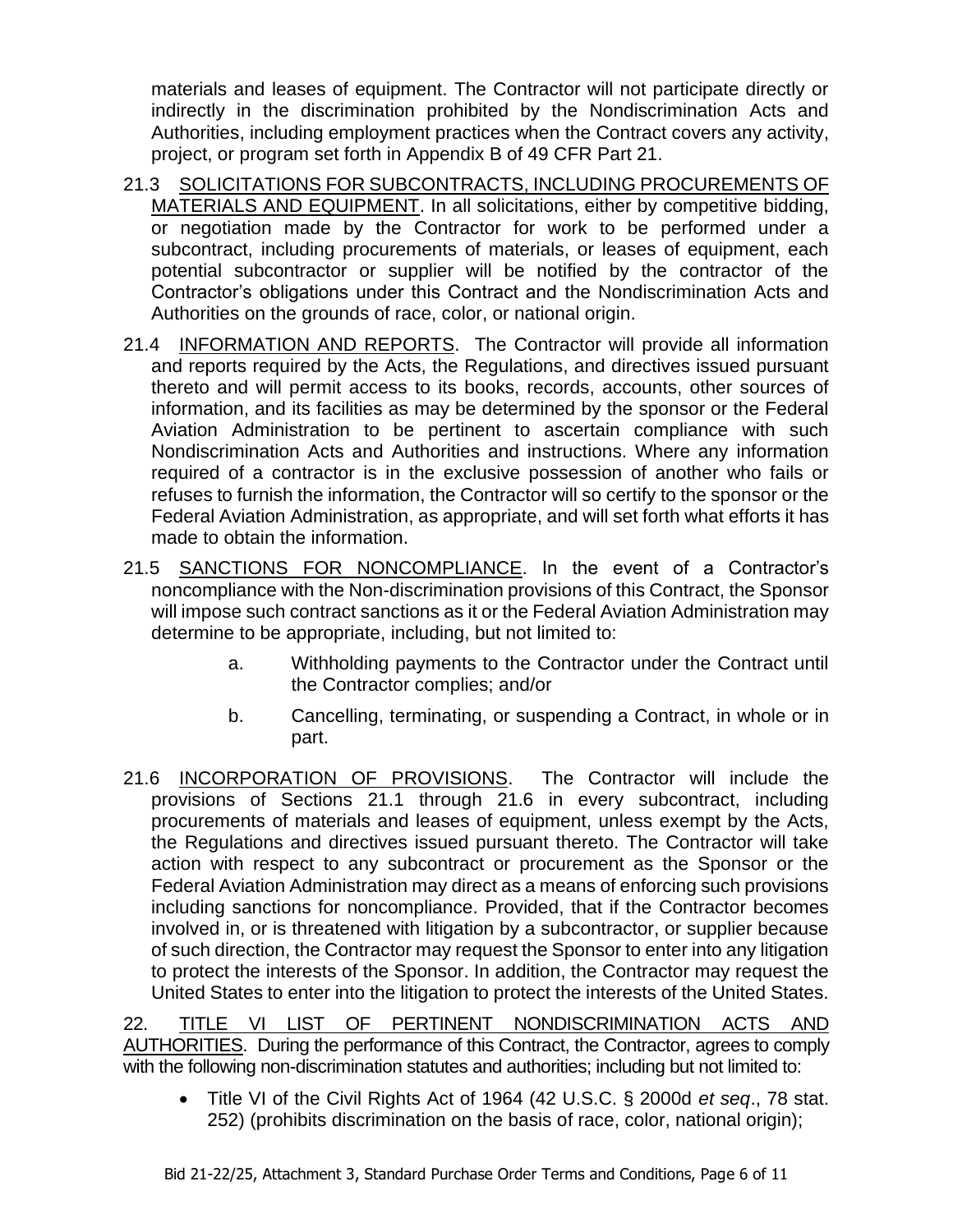materials and leases of equipment. The Contractor will not participate directly or indirectly in the discrimination prohibited by the Nondiscrimination Acts and Authorities, including employment practices when the Contract covers any activity, project, or program set forth in Appendix B of 49 CFR Part 21.

21.3 SOLICITATIONS FOR SUBCONTRACTS, INCLUDING PROCUREMENTS OF MATERIALS AND EQUIPMENT. In all solicitations, either by competitive bidding, or negotiation made by the Contractor for work to be performed under a subcontract, including procurements of materials, or leases of equipment, each potential subcontractor or supplier will be notified by the contractor of the Contractor's obligations under this Contract and the Nondiscrimination Acts and Authorities on the grounds of race, color, or national origin.

21.4 INFORMATION AND REPORTS. The Contractor will provide all information and reports required by the Acts, the Regulations, and directives issued pursuant thereto and will permit access to its books, records, accounts, other sources of information, and its facilities as may be determined by the sponsor or the Federal Aviation Administration to be pertinent to ascertain compliance with such Nondiscrimination Acts and Authorities and instructions. Where any information required of a contractor is in the exclusive possession of another who fails or refuses to furnish the information, the Contractor will so certify to the sponsor or the Federal Aviation Administration, as appropriate, and will set forth what efforts it has made to obtain the information.

21.5 SANCTIONS FOR NONCOMPLIANCE. In the event of a Contractor's noncompliance with the Non-discrimination provisions of this Contract, the Sponsor will impose such contract sanctions as it or the Federal Aviation Administration may determine to be appropriate, including, but not limited to:

a. Withholding payments to the Contractor under the Contract until the Contractor complies; and/or

b. Cancelling, terminating, or suspending a Contract, in whole or in part.

21.6 INCORPORATION OF PROVISIONS. The Contractor will include the provisions of Sections 21.1 through 21.6 in every subcontract, including procurements of materials and leases of equipment, unless exempt by the Acts, the Regulations and directives issued pursuant thereto. The Contractor will take action with respect to any subcontract or procurement as the Sponsor or the Federal Aviation Administration may direct as a means of enforcing such provisions including sanctions for noncompliance. Provided, that if the Contractor becomes involved in, or is threatened with litigation by a subcontractor, or supplier because of such direction, the Contractor may request the Sponsor to enter into any litigation to protect the interests of the Sponsor. In addition, the Contractor may request the United States to enter into the litigation to protect the interests of the United States.

22. TITLE VI LIST OF PERTINENT NONDISCRIMINATION ACTS AND AUTHORITIES. During the performance of this Contract, the Contractor, agrees to comply with the following non-discrimination statutes and authorities; including but not limited to:

- Title VI of the Civil Rights Act of 1964 (42 U.S.C. § 2000d *et seq*., 78 stat. 252) (prohibits discrimination on the basis of race, color, national origin);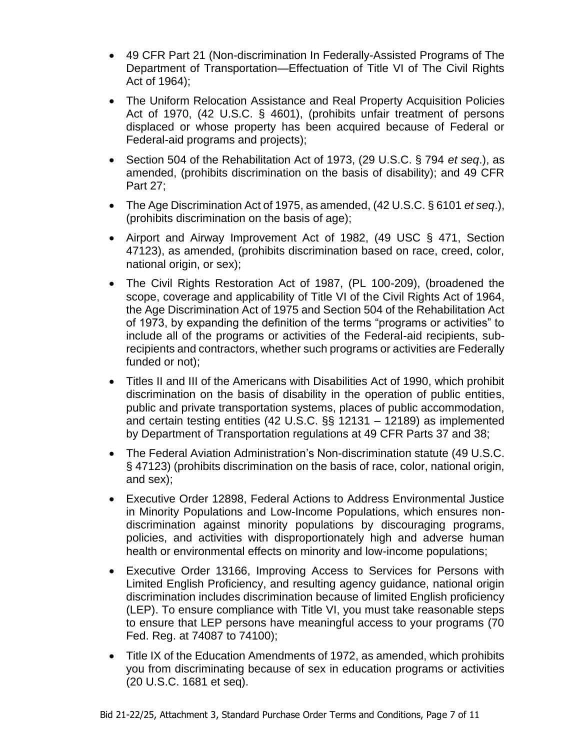- 49 CFR Part 21 (Non-discrimination In Federally-Assisted Programs of The Department of Transportation—Effectuation of Title VI of The Civil Rights Act of 1964);
- The Uniform Relocation Assistance and Real Property Acquisition Policies Act of 1970, (42 U.S.C. § 4601), (prohibits unfair treatment of persons displaced or whose property has been acquired because of Federal or Federal-aid programs and projects);
- Section 504 of the Rehabilitation Act of 1973, (29 U.S.C. § 794 *et seq*.), as amended, (prohibits discrimination on the basis of disability); and 49 CFR Part 27;
- The Age Discrimination Act of 1975, as amended, (42 U.S.C. § 6101 *et seq*.), (prohibits discrimination on the basis of age);
- Airport and Airway Improvement Act of 1982, (49 USC § 471, Section 47123), as amended, (prohibits discrimination based on race, creed, color, national origin, or sex);
- The Civil Rights Restoration Act of 1987, (PL 100-209), (broadened the scope, coverage and applicability of Title VI of the Civil Rights Act of 1964, the Age Discrimination Act of 1975 and Section 504 of the Rehabilitation Act of 1973, by expanding the definition of the terms "programs or activities" to include all of the programs or activities of the Federal-aid recipients, sub-recipients and contractors, whether such programs or activities are Federally funded or not);
- Titles II and III of the Americans with Disabilities Act of 1990, which prohibit discrimination on the basis of disability in the operation of public entities, public and private transportation systems, places of public accommodation, and certain testing entities (42 U.S.C. §§ 12131 – 12189) as implemented by Department of Transportation regulations at 49 CFR Parts 37 and 38;
- The Federal Aviation Administration's Non-discrimination statute (49 U.S.C. § 47123) (prohibits discrimination on the basis of race, color, national origin, and sex);
- Executive Order 12898, Federal Actions to Address Environmental Justice in Minority Populations and Low-Income Populations, which ensures non-discrimination against minority populations by discouraging programs, policies, and activities with disproportionately high and adverse human health or environmental effects on minority and low-income populations;
- Executive Order 13166, Improving Access to Services for Persons with Limited English Proficiency, and resulting agency guidance, national origin discrimination includes discrimination because of limited English proficiency (LEP). To ensure compliance with Title VI, you must take reasonable steps to ensure that LEP persons have meaningful access to your programs (70 Fed. Reg. at 74087 to 74100);
- Title IX of the Education Amendments of 1972, as amended, which prohibits you from discriminating because of sex in education programs or activities (20 U.S.C. 1681 et seq).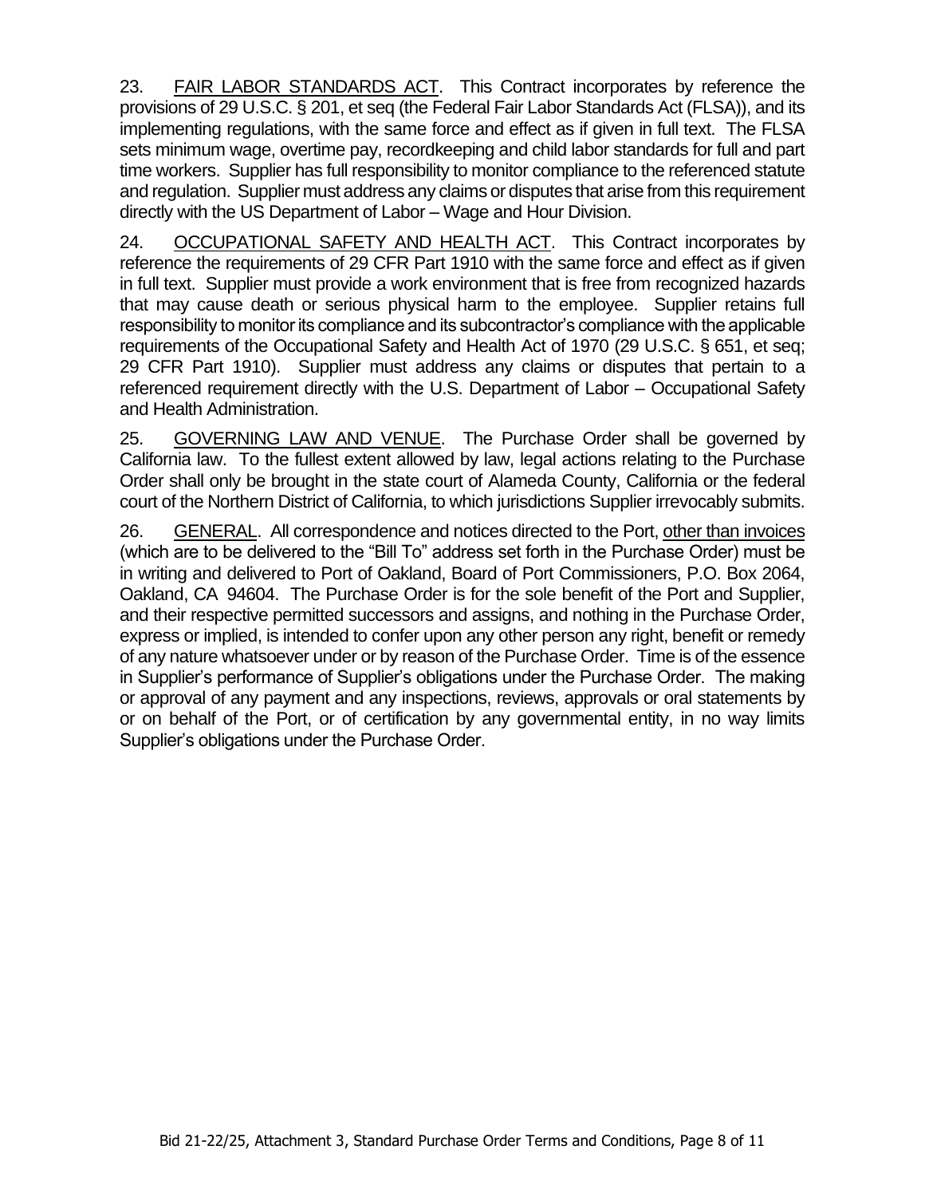23. FAIR LABOR STANDARDS ACT. This Contract incorporates by reference the provisions of 29 U.S.C. § 201, et seq (the Federal Fair Labor Standards Act (FLSA)), and its implementing regulations, with the same force and effect as if given in full text. The FLSA sets minimum wage, overtime pay, recordkeeping and child labor standards for full and part time workers. Supplier has full responsibility to monitor compliance to the referenced statute and regulation. Supplier must address any claims or disputes that arise from this requirement directly with the US Department of Labor – Wage and Hour Division.

24. OCCUPATIONAL SAFETY AND HEALTH ACT. This Contract incorporates by reference the requirements of 29 CFR Part 1910 with the same force and effect as if given in full text. Supplier must provide a work environment that is free from recognized hazards that may cause death or serious physical harm to the employee. Supplier retains full responsibility to monitor its compliance and its subcontractor's compliance with the applicable requirements of the Occupational Safety and Health Act of 1970 (29 U.S.C. § 651, et seq; 29 CFR Part 1910). Supplier must address any claims or disputes that pertain to a referenced requirement directly with the U.S. Department of Labor – Occupational Safety and Health Administration.

25. GOVERNING LAW AND VENUE. The Purchase Order shall be governed by California law. To the fullest extent allowed by law, legal actions relating to the Purchase Order shall only be brought in the state court of Alameda County, California or the federal court of the Northern District of California, to which jurisdictions Supplier irrevocably submits.

26. GENERAL. All correspondence and notices directed to the Port, other than invoices (which are to be delivered to the "Bill To" address set forth in the Purchase Order) must be in writing and delivered to Port of Oakland, Board of Port Commissioners, P.O. Box 2064, Oakland, CA 94604. The Purchase Order is for the sole benefit of the Port and Supplier, and their respective permitted successors and assigns, and nothing in the Purchase Order, express or implied, is intended to confer upon any other person any right, benefit or remedy of any nature whatsoever under or by reason of the Purchase Order. Time is of the essence in Supplier's performance of Supplier's obligations under the Purchase Order. The making or approval of any payment and any inspections, reviews, approvals or oral statements by or on behalf of the Port, or of certification by any governmental entity, in no way limits Supplier's obligations under the Purchase Order.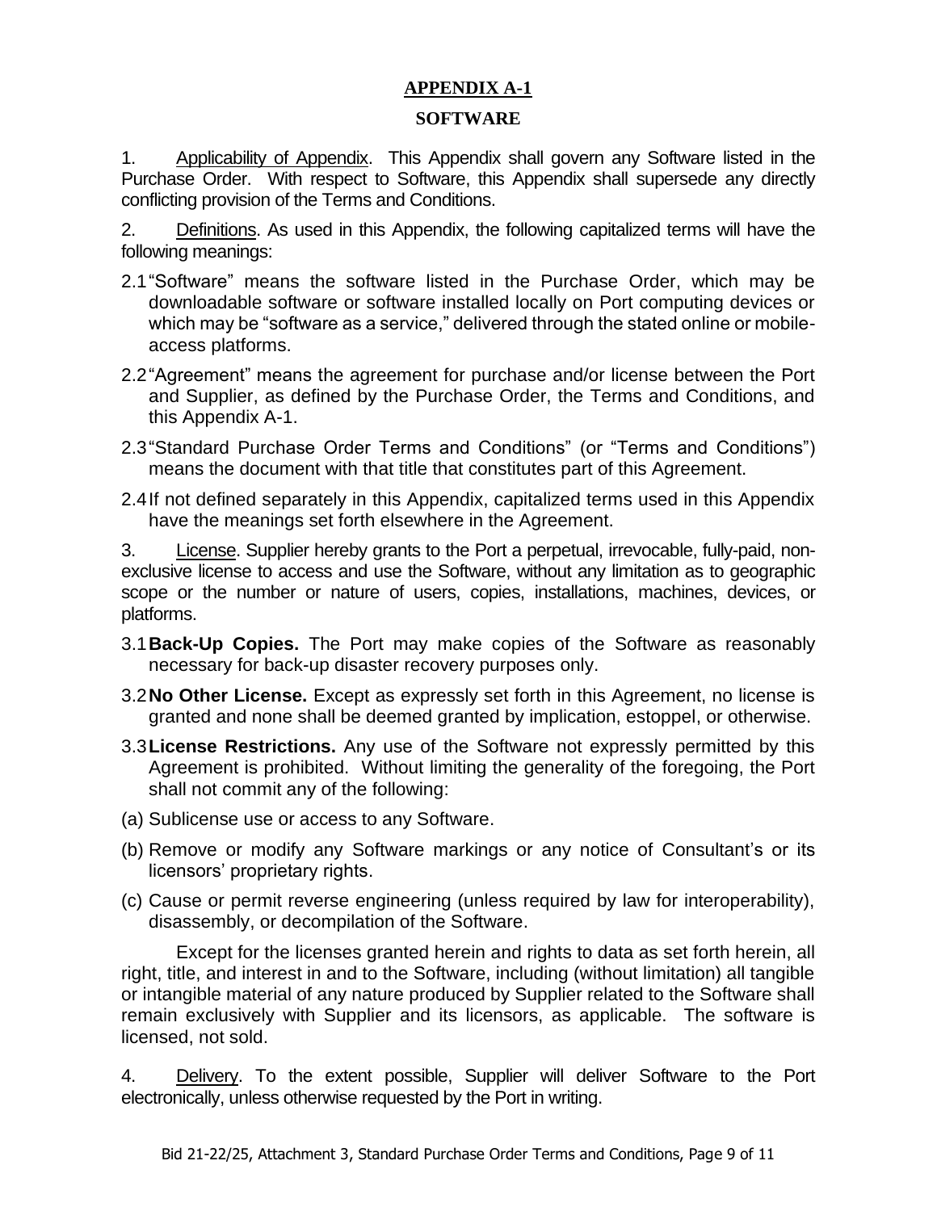# APPENDIX A-1

## SOFTWARE

1. Applicability of Appendix. This Appendix shall govern any Software listed in the Purchase Order. With respect to Software, this Appendix shall supersede any directly conflicting provision of the Terms and Conditions.

2. Definitions. As used in this Appendix, the following capitalized terms will have the following meanings:

2.1 "Software" means the software listed in the Purchase Order, which may be downloadable software or software installed locally on Port computing devices or which may be "software as a service," delivered through the stated online or mobile-access platforms.

2.2 "Agreement" means the agreement for purchase and/or license between the Port and Supplier, as defined by the Purchase Order, the Terms and Conditions, and this Appendix A-1.

2.3 "Standard Purchase Order Terms and Conditions" (or "Terms and Conditions") means the document with that title that constitutes part of this Agreement.

2.4 If not defined separately in this Appendix, capitalized terms used in this Appendix have the meanings set forth elsewhere in the Agreement.

3. License. Supplier hereby grants to the Port a perpetual, irrevocable, fully-paid, non-exclusive license to access and use the Software, without any limitation as to geographic scope or the number or nature of users, copies, installations, machines, devices, or platforms.

3.1 **Back-Up Copies.** The Port may make copies of the Software as reasonably necessary for back-up disaster recovery purposes only.

3.2 **No Other License.** Except as expressly set forth in this Agreement, no license is granted and none shall be deemed granted by implication, estoppel, or otherwise.

3.3 **License Restrictions.** Any use of the Software not expressly permitted by this Agreement is prohibited. Without limiting the generality of the foregoing, the Port shall not commit any of the following:

(a) Sublicense use or access to any Software.

(b) Remove or modify any Software markings or any notice of Consultant's or its licensors' proprietary rights.

(c) Cause or permit reverse engineering (unless required by law for interoperability), disassembly, or decompilation of the Software.

Except for the licenses granted herein and rights to data as set forth herein, all right, title, and interest in and to the Software, including (without limitation) all tangible or intangible material of any nature produced by Supplier related to the Software shall remain exclusively with Supplier and its licensors, as applicable. The software is licensed, not sold.

4. Delivery. To the extent possible, Supplier will deliver Software to the Port electronically, unless otherwise requested by the Port in writing.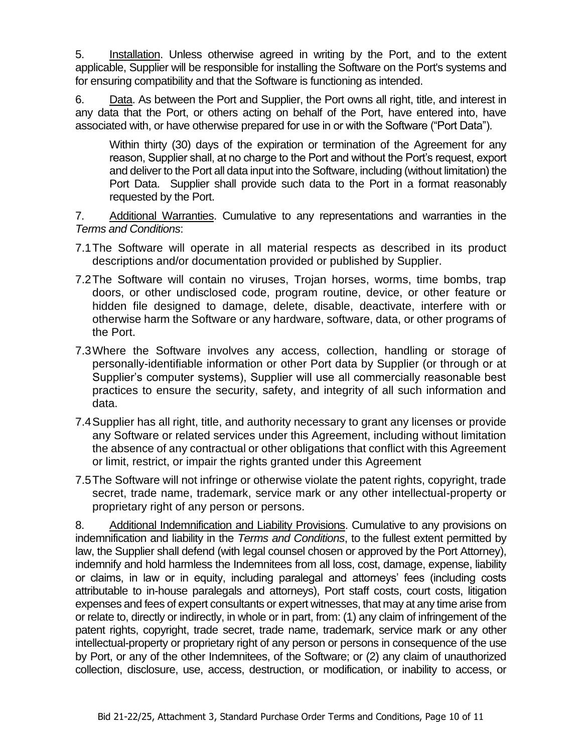5. Installation. Unless otherwise agreed in writing by the Port, and to the extent applicable, Supplier will be responsible for installing the Software on the Port's systems and for ensuring compatibility and that the Software is functioning as intended.

6. Data. As between the Port and Supplier, the Port owns all right, title, and interest in any data that the Port, or others acting on behalf of the Port, have entered into, have associated with, or have otherwise prepared for use in or with the Software ("Port Data").

> Within thirty (30) days of the expiration or termination of the Agreement for any reason, Supplier shall, at no charge to the Port and without the Port's request, export and deliver to the Port all data input into the Software, including (without limitation) the Port Data. Supplier shall provide such data to the Port in a format reasonably requested by the Port.

7. Additional Warranties. Cumulative to any representations and warranties in the *Terms and Conditions*:

7.1 The Software will operate in all material respects as described in its product descriptions and/or documentation provided or published by Supplier.

7.2 The Software will contain no viruses, Trojan horses, worms, time bombs, trap doors, or other undisclosed code, program routine, device, or other feature or hidden file designed to damage, delete, disable, deactivate, interfere with or otherwise harm the Software or any hardware, software, data, or other programs of the Port.

7.3 Where the Software involves any access, collection, handling or storage of personally-identifiable information or other Port data by Supplier (or through or at Supplier's computer systems), Supplier will use all commercially reasonable best practices to ensure the security, safety, and integrity of all such information and data.

7.4 Supplier has all right, title, and authority necessary to grant any licenses or provide any Software or related services under this Agreement, including without limitation the absence of any contractual or other obligations that conflict with this Agreement or limit, restrict, or impair the rights granted under this Agreement

7.5 The Software will not infringe or otherwise violate the patent rights, copyright, trade secret, trade name, trademark, service mark or any other intellectual-property or proprietary right of any person or persons.

8. Additional Indemnification and Liability Provisions. Cumulative to any provisions on indemnification and liability in the *Terms and Conditions*, to the fullest extent permitted by law, the Supplier shall defend (with legal counsel chosen or approved by the Port Attorney), indemnify and hold harmless the Indemnitees from all loss, cost, damage, expense, liability or claims, in law or in equity, including paralegal and attorneys' fees (including costs attributable to in-house paralegals and attorneys), Port staff costs, court costs, litigation expenses and fees of expert consultants or expert witnesses, that may at any time arise from or relate to, directly or indirectly, in whole or in part, from: (1) any claim of infringement of the patent rights, copyright, trade secret, trade name, trademark, service mark or any other intellectual-property or proprietary right of any person or persons in consequence of the use by Port, or any of the other Indemnitees, of the Software; or (2) any claim of unauthorized collection, disclosure, use, access, destruction, or modification, or inability to access, or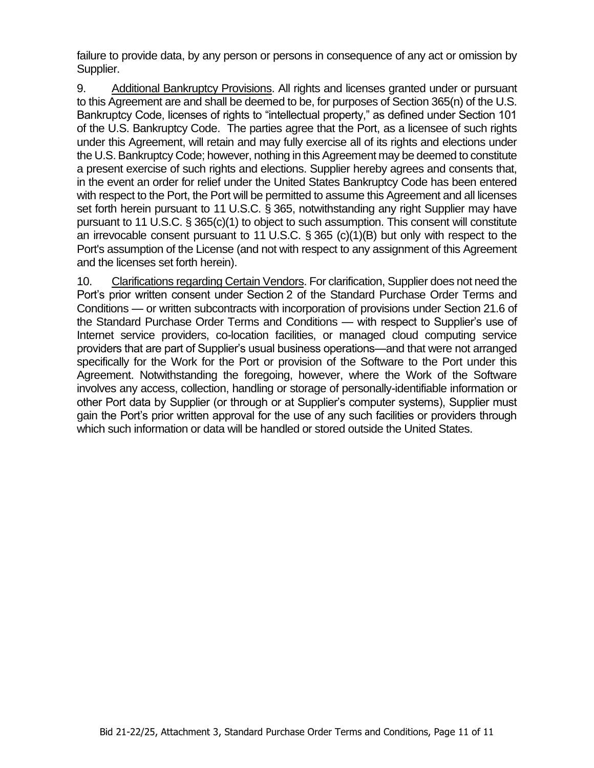failure to provide data, by any person or persons in consequence of any act or omission by Supplier.

9. Additional Bankruptcy Provisions. All rights and licenses granted under or pursuant to this Agreement are and shall be deemed to be, for purposes of Section 365(n) of the U.S. Bankruptcy Code, licenses of rights to "intellectual property," as defined under Section 101 of the U.S. Bankruptcy Code. The parties agree that the Port, as a licensee of such rights under this Agreement, will retain and may fully exercise all of its rights and elections under the U.S. Bankruptcy Code; however, nothing in this Agreement may be deemed to constitute a present exercise of such rights and elections. Supplier hereby agrees and consents that, in the event an order for relief under the United States Bankruptcy Code has been entered with respect to the Port, the Port will be permitted to assume this Agreement and all licenses set forth herein pursuant to 11 U.S.C. § 365, notwithstanding any right Supplier may have pursuant to 11 U.S.C. § 365(c)(1) to object to such assumption. This consent will constitute an irrevocable consent pursuant to 11 U.S.C. § 365 (c)(1)(B) but only with respect to the Port's assumption of the License (and not with respect to any assignment of this Agreement and the licenses set forth herein).

10. Clarifications regarding Certain Vendors. For clarification, Supplier does not need the Port's prior written consent under Section 2 of the Standard Purchase Order Terms and Conditions — or written subcontracts with incorporation of provisions under Section 21.6 of the Standard Purchase Order Terms and Conditions — with respect to Supplier's use of Internet service providers, co-location facilities, or managed cloud computing service providers that are part of Supplier's usual business operations—and that were not arranged specifically for the Work for the Port or provision of the Software to the Port under this Agreement. Notwithstanding the foregoing, however, where the Work of the Software involves any access, collection, handling or storage of personally-identifiable information or other Port data by Supplier (or through or at Supplier's computer systems), Supplier must gain the Port's prior written approval for the use of any such facilities or providers through which such information or data will be handled or stored outside the United States.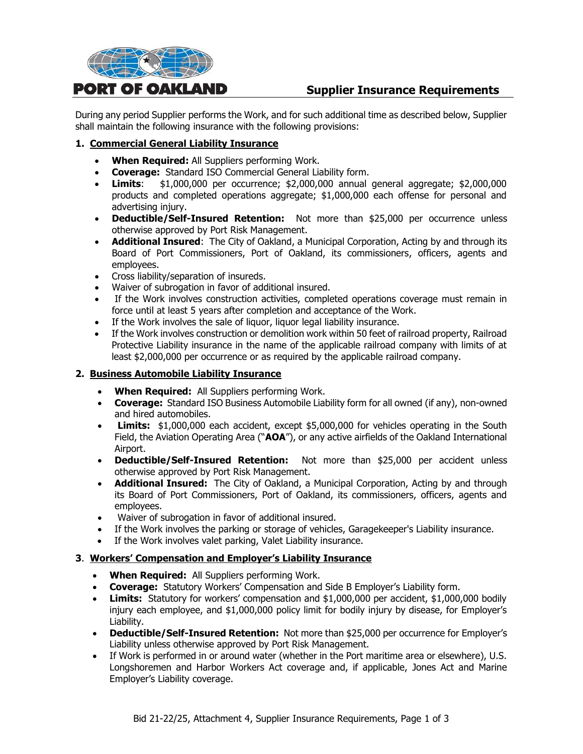# Supplier Insurance Requirements

During any period Supplier performs the Work, and for such additional time as described below, Supplier shall maintain the following insurance with the following provisions:

## 1. Commercial General Liability Insurance

- **When Required:** All Suppliers performing Work.
- **Coverage:** Standard ISO Commercial General Liability form.
- **Limits**: $1,000,000 per occurrence; $2,000,000 annual general aggregate; $2,000,000 products and completed operations aggregate; $1,000,000 each offense for personal and advertising injury.
- **Deductible/Self-Insured Retention:** Not more than $25,000 per occurrence unless otherwise approved by Port Risk Management.
- **Additional Insured**: The City of Oakland, a Municipal Corporation, Acting by and through its Board of Port Commissioners, Port of Oakland, its commissioners, officers, agents and employees.
- Cross liability/separation of insureds.
- Waiver of subrogation in favor of additional insured.
- If the Work involves construction activities, completed operations coverage must remain in force until at least 5 years after completion and acceptance of the Work.
- If the Work involves the sale of liquor, liquor legal liability insurance.
- If the Work involves construction or demolition work within 50 feet of railroad property, Railroad Protective Liability insurance in the name of the applicable railroad company with limits of at least $2,000,000 per occurrence or as required by the applicable railroad company.

## 2. Business Automobile Liability Insurance

- **When Required:** All Suppliers performing Work.
- **Coverage:** Standard ISO Business Automobile Liability form for all owned (if any), non-owned and hired automobiles.
- **Limits:** $1,000,000 each accident, except $5,000,000 for vehicles operating in the South Field, the Aviation Operating Area ("**AOA**"), or any active airfields of the Oakland International Airport.
- **Deductible/Self-Insured Retention:** Not more than $25,000 per accident unless otherwise approved by Port Risk Management.
- **Additional Insured:** The City of Oakland, a Municipal Corporation, Acting by and through its Board of Port Commissioners, Port of Oakland, its commissioners, officers, agents and employees.
- Waiver of subrogation in favor of additional insured.
- If the Work involves the parking or storage of vehicles, Garagekeeper's Liability insurance.
- If the Work involves valet parking, Valet Liability insurance.

## 3. Workers' Compensation and Employer's Liability Insurance

- **When Required:** All Suppliers performing Work.
- **Coverage:** Statutory Workers' Compensation and Side B Employer's Liability form.
- **Limits:** Statutory for workers' compensation and $1,000,000 per accident, $1,000,000 bodily injury each employee, and $1,000,000 policy limit for bodily injury by disease, for Employer's Liability.
- **Deductible/Self-Insured Retention:** Not more than $25,000 per occurrence for Employer's Liability unless otherwise approved by Port Risk Management.
- If Work is performed in or around water (whether in the Port maritime area or elsewhere), U.S. Longshoremen and Harbor Workers Act coverage and, if applicable, Jones Act and Marine Employer's Liability coverage.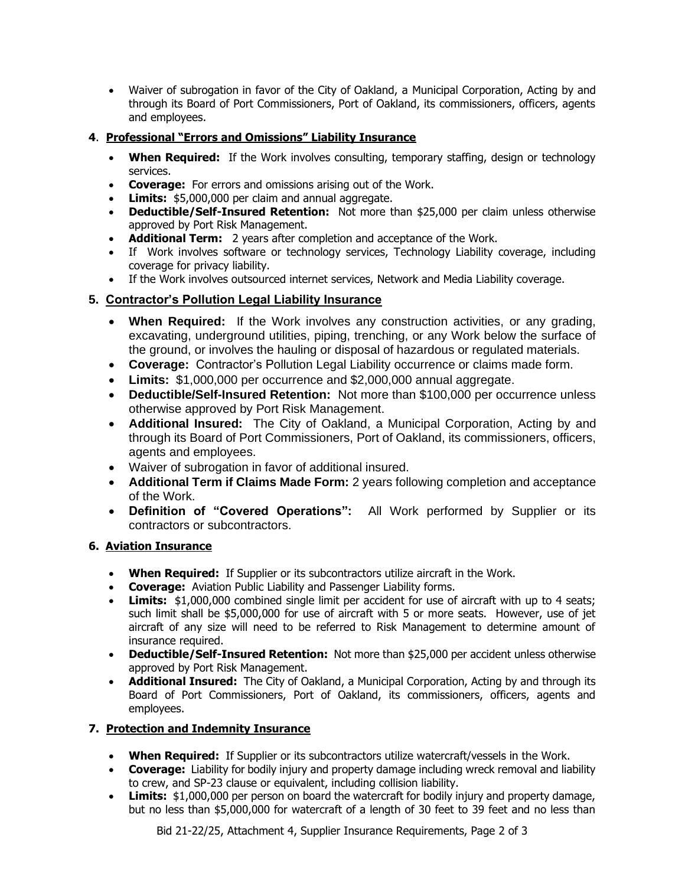- Waiver of subrogation in favor of the City of Oakland, a Municipal Corporation, Acting by and through its Board of Port Commissioners, Port of Oakland, its commissioners, officers, agents and employees.

### 4. Professional "Errors and Omissions" Liability Insurance

- **When Required:** If the Work involves consulting, temporary staffing, design or technology services.
- **Coverage:** For errors and omissions arising out of the Work.
- **Limits:** $5,000,000 per claim and annual aggregate.
- **Deductible/Self-Insured Retention:** Not more than $25,000 per claim unless otherwise approved by Port Risk Management.
- **Additional Term:** 2 years after completion and acceptance of the Work.
- If Work involves software or technology services, Technology Liability coverage, including coverage for privacy liability.
- If the Work involves outsourced internet services, Network and Media Liability coverage.

### 5. Contractor's Pollution Legal Liability Insurance

- **When Required:** If the Work involves any construction activities, or any grading, excavating, underground utilities, piping, trenching, or any Work below the surface of the ground, or involves the hauling or disposal of hazardous or regulated materials.
- **Coverage:** Contractor's Pollution Legal Liability occurrence or claims made form.
- **Limits:** $1,000,000 per occurrence and $2,000,000 annual aggregate.
- **Deductible/Self-Insured Retention:** Not more than $100,000 per occurrence unless otherwise approved by Port Risk Management.
- **Additional Insured:** The City of Oakland, a Municipal Corporation, Acting by and through its Board of Port Commissioners, Port of Oakland, its commissioners, officers, agents and employees.
- Waiver of subrogation in favor of additional insured.
- **Additional Term if Claims Made Form:** 2 years following completion and acceptance of the Work.
- **Definition of "Covered Operations":** All Work performed by Supplier or its contractors or subcontractors.

### 6. Aviation Insurance

- **When Required:** If Supplier or its subcontractors utilize aircraft in the Work.
- **Coverage:** Aviation Public Liability and Passenger Liability forms.
- **Limits:** $1,000,000 combined single limit per accident for use of aircraft with up to 4 seats; such limit shall be $5,000,000 for use of aircraft with 5 or more seats. However, use of jet aircraft of any size will need to be referred to Risk Management to determine amount of insurance required.
- **Deductible/Self-Insured Retention:** Not more than $25,000 per accident unless otherwise approved by Port Risk Management.
- **Additional Insured:** The City of Oakland, a Municipal Corporation, Acting by and through its Board of Port Commissioners, Port of Oakland, its commissioners, officers, agents and employees.

### 7. Protection and Indemnity Insurance

- **When Required:** If Supplier or its subcontractors utilize watercraft/vessels in the Work.
- **Coverage:** Liability for bodily injury and property damage including wreck removal and liability to crew, and SP-23 clause or equivalent, including collision liability.
- **Limits:** $1,000,000 per person on board the watercraft for bodily injury and property damage, but no less than $5,000,000 for watercraft of a length of 30 feet to 39 feet and no less than

Bid 21-22/25, Attachment 4, Supplier Insurance Requirements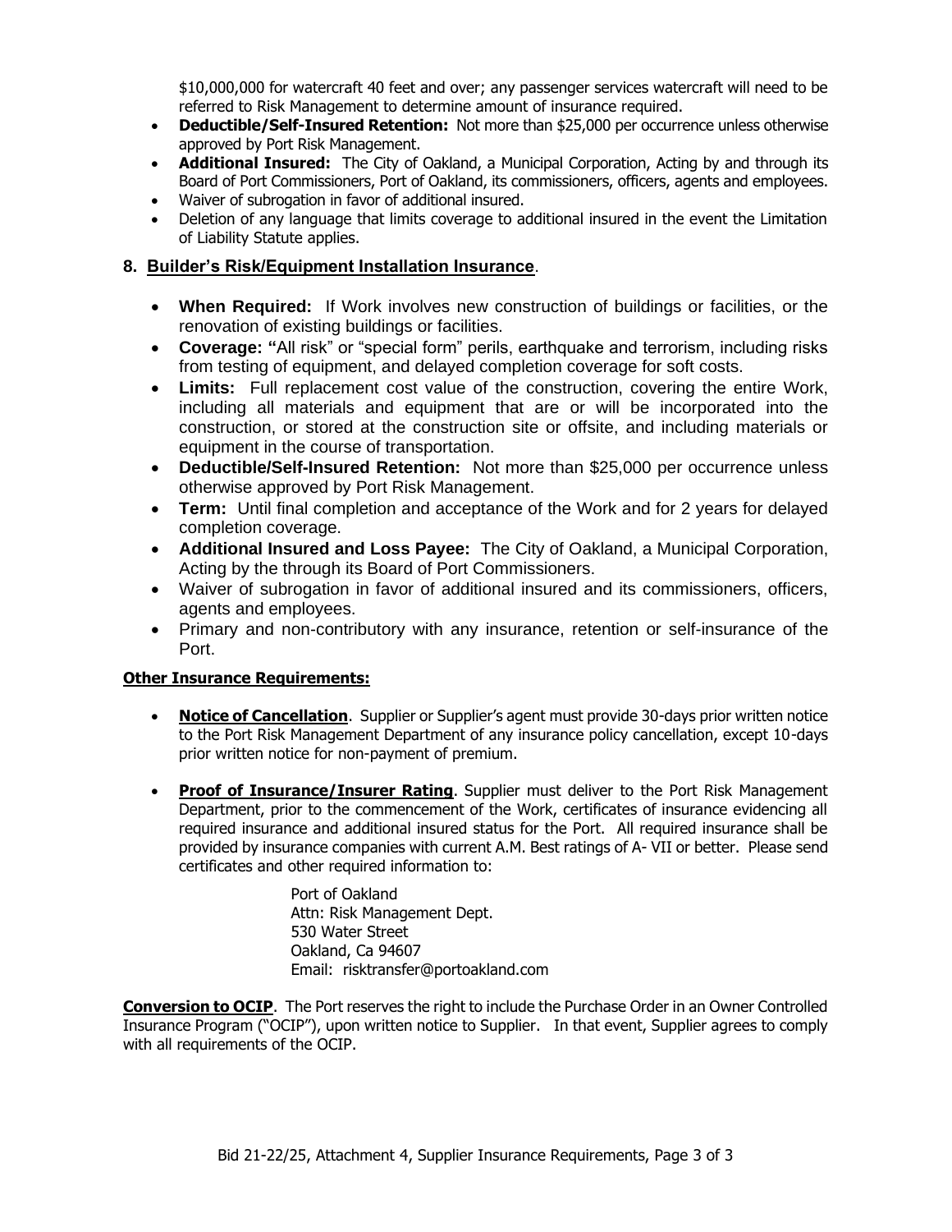$10,000,000 for watercraft 40 feet and over; any passenger services watercraft will need to be referred to Risk Management to determine amount of insurance required.

- **Deductible/Self-Insured Retention:** Not more than $25,000 per occurrence unless otherwise approved by Port Risk Management.
- **Additional Insured:** The City of Oakland, a Municipal Corporation, Acting by and through its Board of Port Commissioners, Port of Oakland, its commissioners, officers, agents and employees.
- Waiver of subrogation in favor of additional insured.
- Deletion of any language that limits coverage to additional insured in the event the Limitation of Liability Statute applies.

## 8. Builder's Risk/Equipment Installation Insurance.

- **When Required:** If Work involves new construction of buildings or facilities, or the renovation of existing buildings or facilities.
- **Coverage: "**All risk" or "special form" perils, earthquake and terrorism, including risks from testing of equipment, and delayed completion coverage for soft costs.
- **Limits:** Full replacement cost value of the construction, covering the entire Work, including all materials and equipment that are or will be incorporated into the construction, or stored at the construction site or offsite, and including materials or equipment in the course of transportation.
- **Deductible/Self-Insured Retention:** Not more than $25,000 per occurrence unless otherwise approved by Port Risk Management.
- **Term:** Until final completion and acceptance of the Work and for 2 years for delayed completion coverage.
- **Additional Insured and Loss Payee:** The City of Oakland, a Municipal Corporation, Acting by the through its Board of Port Commissioners.
- Waiver of subrogation in favor of additional insured and its commissioners, officers, agents and employees.
- Primary and non-contributory with any insurance, retention or self-insurance of the Port.

**Other Insurance Requirements:**

- **Notice of Cancellation**. Supplier or Supplier's agent must provide 30-days prior written notice to the Port Risk Management Department of any insurance policy cancellation, except 10-days prior written notice for non-payment of premium.

- **Proof of Insurance/Insurer Rating**. Supplier must deliver to the Port Risk Management Department, prior to the commencement of the Work, certificates of insurance evidencing all required insurance and additional insured status for the Port. All required insurance shall be provided by insurance companies with current A.M. Best ratings of A- VII or better. Please send certificates and other required information to:

  Port of Oakland
  Attn: Risk Management Dept.
  530 Water Street
  Oakland, Ca 94607
  Email: risktransfer@portoakland.com

**Conversion to OCIP**. The Port reserves the right to include the Purchase Order in an Owner Controlled Insurance Program ("OCIP"), upon written notice to Supplier. In that event, Supplier agrees to comply with all requirements of the OCIP.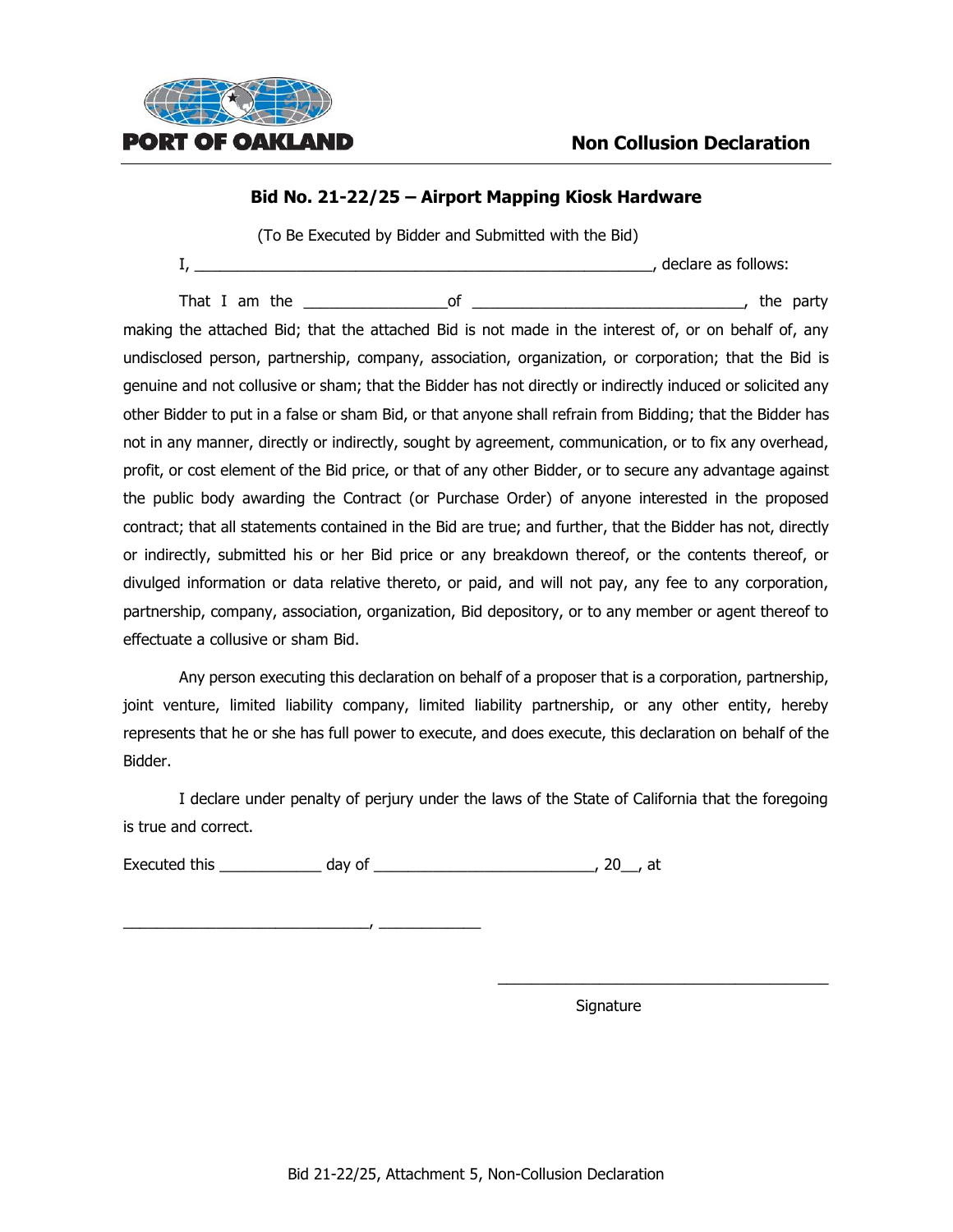**PORT OF OAKLAND**

# Non Collusion Declaration

## Bid No. 21-22/25 – Airport Mapping Kiosk Hardware

(To Be Executed by Bidder and Submitted with the Bid)

I, _______________________________________________________, declare as follows:

That I am the _________________of ________________________________, the party making the attached Bid; that the attached Bid is not made in the interest of, or on behalf of, any undisclosed person, partnership, company, association, organization, or corporation; that the Bid is genuine and not collusive or sham; that the Bidder has not directly or indirectly induced or solicited any other Bidder to put in a false or sham Bid, or that anyone shall refrain from Bidding; that the Bidder has not in any manner, directly or indirectly, sought by agreement, communication, or to fix any overhead, profit, or cost element of the Bid price, or that of any other Bidder, or to secure any advantage against the public body awarding the Contract (or Purchase Order) of anyone interested in the proposed contract; that all statements contained in the Bid are true; and further, that the Bidder has not, directly or indirectly, submitted his or her Bid price or any breakdown thereof, or the contents thereof, or divulged information or data relative thereto, or paid, and will not pay, any fee to any corporation, partnership, company, association, organization, Bid depository, or to any member or agent thereof to effectuate a collusive or sham Bid.

Any person executing this declaration on behalf of a proposer that is a corporation, partnership, joint venture, limited liability company, limited liability partnership, or any other entity, hereby represents that he or she has full power to execute, and does execute, this declaration on behalf of the Bidder.

I declare under penalty of perjury under the laws of the State of California that the foregoing is true and correct.

Executed this ____________ day of __________________________, 20__, at

______________________________, ____________

_________________________________________

Signature

Bid 21-22/25, Attachment 5, Non-Collusion Declaration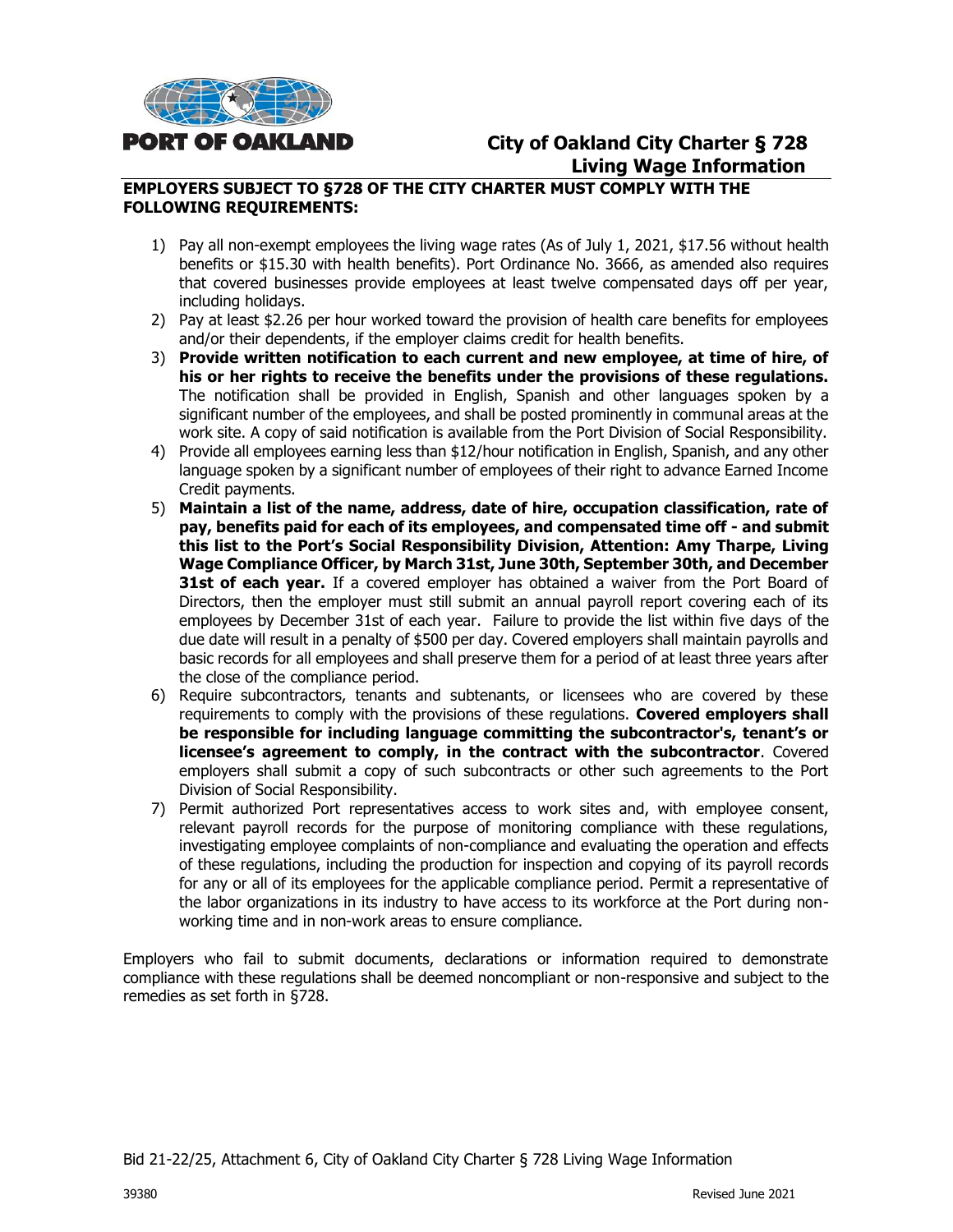PORT OF OAKLAND

# City of Oakland City Charter § 728 Living Wage Information

**EMPLOYERS SUBJECT TO §728 OF THE CITY CHARTER MUST COMPLY WITH THE FOLLOWING REQUIREMENTS:**

1) Pay all non-exempt employees the living wage rates (As of July 1, 2021, $17.56 without health benefits or $15.30 with health benefits). Port Ordinance No. 3666, as amended also requires that covered businesses provide employees at least twelve compensated days off per year, including holidays.
2) Pay at least $2.26 per hour worked toward the provision of health care benefits for employees and/or their dependents, if the employer claims credit for health benefits.
3) **Provide written notification to each current and new employee, at time of hire, of his or her rights to receive the benefits under the provisions of these regulations.** The notification shall be provided in English, Spanish and other languages spoken by a significant number of the employees, and shall be posted prominently in communal areas at the work site. A copy of said notification is available from the Port Division of Social Responsibility.
4) Provide all employees earning less than $12/hour notification in English, Spanish, and any other language spoken by a significant number of employees of their right to advance Earned Income Credit payments.
5) **Maintain a list of the name, address, date of hire, occupation classification, rate of pay, benefits paid for each of its employees, and compensated time off - and submit this list to the Port's Social Responsibility Division, Attention: Amy Tharpe, Living Wage Compliance Officer, by March 31st, June 30th, September 30th, and December 31st of each year.** If a covered employer has obtained a waiver from the Port Board of Directors, then the employer must still submit an annual payroll report covering each of its employees by December 31st of each year. Failure to provide the list within five days of the due date will result in a penalty of $500 per day. Covered employers shall maintain payrolls and basic records for all employees and shall preserve them for a period of at least three years after the close of the compliance period.
6) Require subcontractors, tenants and subtenants, or licensees who are covered by these requirements to comply with the provisions of these regulations. **Covered employers shall be responsible for including language committing the subcontractor's, tenant's or licensee's agreement to comply, in the contract with the subcontractor**. Covered employers shall submit a copy of such subcontracts or other such agreements to the Port Division of Social Responsibility.
7) Permit authorized Port representatives access to work sites and, with employee consent, relevant payroll records for the purpose of monitoring compliance with these regulations, investigating employee complaints of non-compliance and evaluating the operation and effects of these regulations, including the production for inspection and copying of its payroll records for any or all of its employees for the applicable compliance period. Permit a representative of the labor organizations in its industry to have access to its workforce at the Port during non-working time and in non-work areas to ensure compliance.

Employers who fail to submit documents, declarations or information required to demonstrate compliance with these regulations shall be deemed noncompliant or non-responsive and subject to the remedies as set forth in §728.

Bid 21-22/25, Attachment 6, City of Oakland City Charter § 728 Living Wage Information

39380 Revised June 2021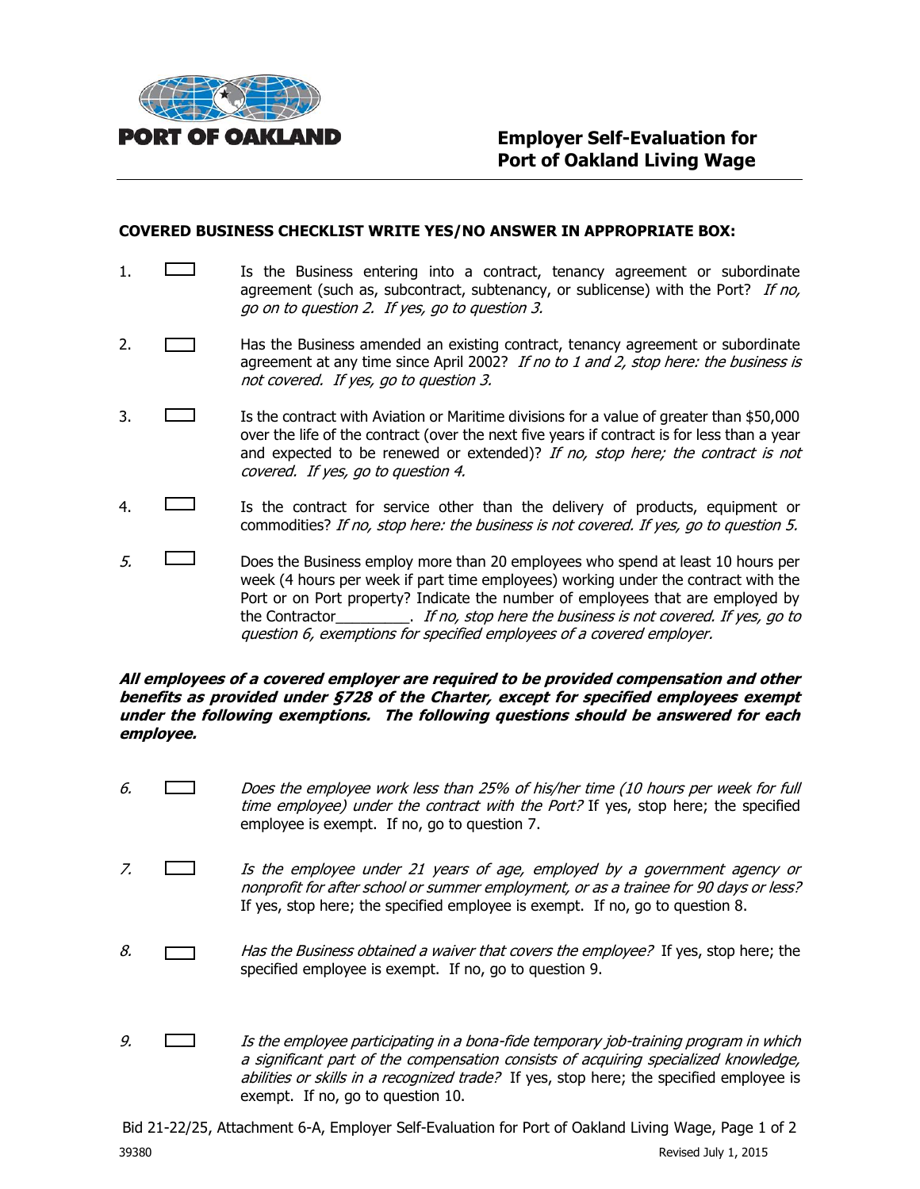**PORT OF OAKLAND**

# Employer Self-Evaluation for Port of Oakland Living Wage

**COVERED BUSINESS CHECKLIST WRITE YES/NO ANSWER IN APPROPRIATE BOX:**

1. ☐ Is the Business entering into a contract, tenancy agreement or subordinate agreement (such as, subcontract, subtenancy, or sublicense) with the Port? *If no, go on to question 2. If yes, go to question 3.*

2. ☐ Has the Business amended an existing contract, tenancy agreement or subordinate agreement at any time since April 2002? *If no to 1 and 2, stop here: the business is not covered. If yes, go to question 3.*

3. ☐ Is the contract with Aviation or Maritime divisions for a value of greater than $50,000 over the life of the contract (over the next five years if contract is for less than a year and expected to be renewed or extended)? *If no, stop here; the contract is not covered. If yes, go to question 4.*

4. ☐ Is the contract for service other than the delivery of products, equipment or commodities? *If no, stop here: the business is not covered. If yes, go to question 5.*

5. ☐ Does the Business employ more than 20 employees who spend at least 10 hours per week (4 hours per week if part time employees) working under the contract with the Port or on Port property? Indicate the number of employees that are employed by the Contractor_________. *If no, stop here the business is not covered. If yes, go to question 6, exemptions for specified employees of a covered employer.*

***All employees of a covered employer are required to be provided compensation and other benefits as provided under §728 of the Charter, except for specified employees exempt under the following exemptions. The following questions should be answered for each employee.***

6. ☐ *Does the employee work less than 25% of his/her time (10 hours per week for full time employee) under the contract with the Port?* If yes, stop here; the specified employee is exempt. If no, go to question 7.

7. ☐ *Is the employee under 21 years of age, employed by a government agency or nonprofit for after school or summer employment, or as a trainee for 90 days or less?* If yes, stop here; the specified employee is exempt. If no, go to question 8.

8. ☐ *Has the Business obtained a waiver that covers the employee?* If yes, stop here; the specified employee is exempt. If no, go to question 9.

9. ☐ *Is the employee participating in a bona-fide temporary job-training program in which a significant part of the compensation consists of acquiring specialized knowledge, abilities or skills in a recognized trade?* If yes, stop here; the specified employee is exempt. If no, go to question 10.

Bid 21-22/25, Attachment 6-A, Employer Self-Evaluation for Port of Oakland Living Wage, Page 1 of 2

39380 Revised July 1, 2015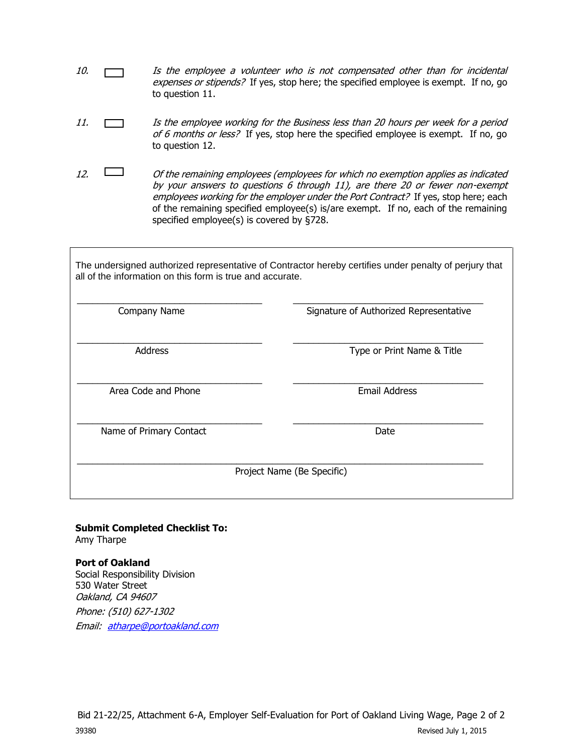10. ☐ *Is the employee a volunteer who is not compensated other than for incidental expenses or stipends?* If yes, stop here; the specified employee is exempt. If no, go to question 11.

11. ☐ *Is the employee working for the Business less than 20 hours per week for a period of 6 months or less?* If yes, stop here the specified employee is exempt. If no, go to question 12.

12. ☐ *Of the remaining employees (employees for which no exemption applies as indicated by your answers to questions 6 through 11), are there 20 or fewer non-exempt employees working for the employer under the Port Contract?* If yes, stop here; each of the remaining specified employee(s) is/are exempt. If no, each of the remaining specified employee(s) is covered by §728.

---

The undersigned authorized representative of Contractor hereby certifies under penalty of perjury that all of the information on this form is true and accurate.

| | |
|---|---|
| ______________________________ | ______________________________ |
| Company Name | Signature of Authorized Representative |
| ______________________________ | ______________________________ |
| Address | Type or Print Name & Title |
| ______________________________ | ______________________________ |
| Area Code and Phone | Email Address |
| ______________________________ | ______________________________ |
| Name of Primary Contact | Date |

____________________________________________________________

Project Name (Be Specific)

---

**Submit Completed Checklist To:**
Amy Tharpe

**Port of Oakland**
Social Responsibility Division
530 Water Street
*Oakland, CA 94607*
*Phone: (510) 627-1302*
*Email: atharpe@portoakland.com*

Bid 21-22/25, Attachment 6-A, Employer Self-Evaluation for Port of Oakland Living Wage, Page 2 of 2

39380 Revised July 1, 2015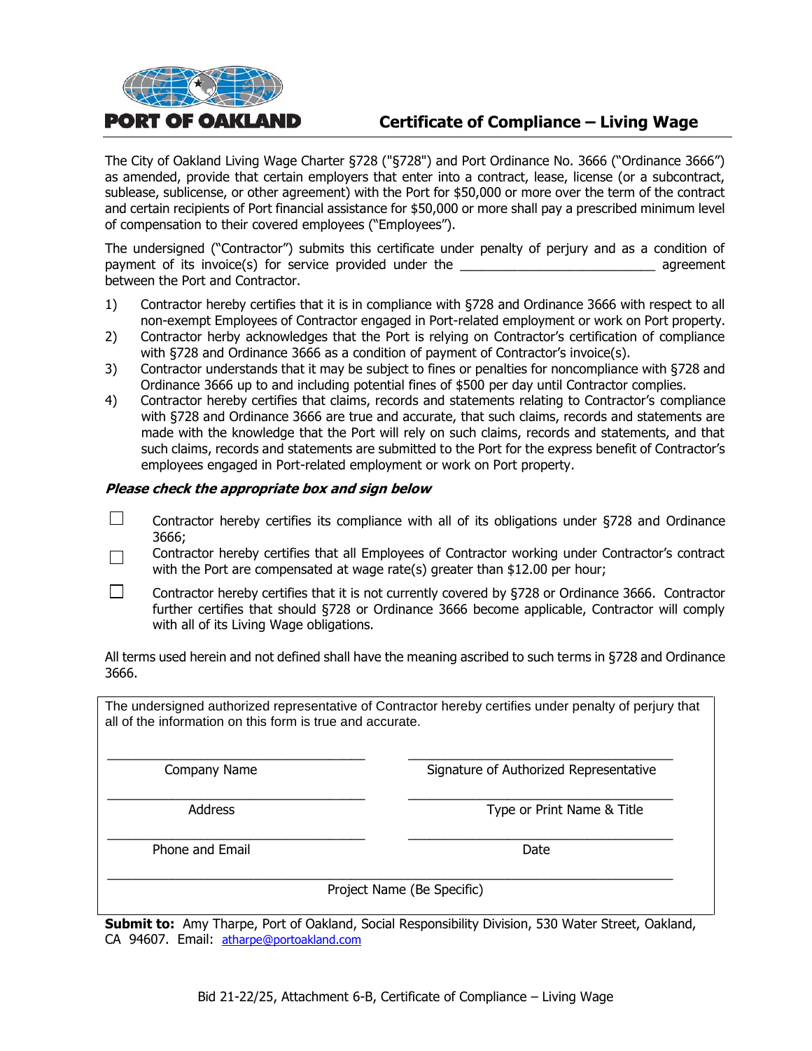**PORT OF OAKLAND**

# Certificate of Compliance – Living Wage

The City of Oakland Living Wage Charter §728 ("§728") and Port Ordinance No. 3666 ("Ordinance 3666") as amended, provide that certain employers that enter into a contract, lease, license (or a subcontract, sublease, sublicense, or other agreement) with the Port for $50,000 or more over the term of the contract and certain recipients of Port financial assistance for $50,000 or more shall pay a prescribed minimum level of compensation to their covered employees ("Employees").

The undersigned ("Contractor") submits this certificate under penalty of perjury and as a condition of payment of its invoice(s) for service provided under the ___________________________ agreement between the Port and Contractor.

1) Contractor hereby certifies that it is in compliance with §728 and Ordinance 3666 with respect to all non-exempt Employees of Contractor engaged in Port-related employment or work on Port property.
2) Contractor herby acknowledges that the Port is relying on Contractor's certification of compliance with §728 and Ordinance 3666 as a condition of payment of Contractor's invoice(s).
3) Contractor understands that it may be subject to fines or penalties for noncompliance with §728 and Ordinance 3666 up to and including potential fines of $500 per day until Contractor complies.
4) Contractor hereby certifies that claims, records and statements relating to Contractor's compliance with §728 and Ordinance 3666 are true and accurate, that such claims, records and statements are made with the knowledge that the Port will rely on such claims, records and statements, and that such claims, records and statements are submitted to the Port for the express benefit of Contractor's employees engaged in Port-related employment or work on Port property.

***Please check the appropriate box and sign below***

☐ Contractor hereby certifies its compliance with all of its obligations under §728 and Ordinance 3666;

☐ Contractor hereby certifies that all Employees of Contractor working under Contractor's contract with the Port are compensated at wage rate(s) greater than $12.00 per hour;

☐ Contractor hereby certifies that it is not currently covered by §728 or Ordinance 3666. Contractor further certifies that should §728 or Ordinance 3666 become applicable, Contractor will comply with all of its Living Wage obligations.

All terms used herein and not defined shall have the meaning ascribed to such terms in §728 and Ordinance 3666.

The undersigned authorized representative of Contractor hereby certifies under penalty of perjury that all of the information on this form is true and accurate.

| | |
|---|---|
| ______________________________ | ______________________________ |
| Company Name | Signature of Authorized Representative |
| ______________________________ | ______________________________ |
| Address | Type or Print Name & Title |
| ______________________________ | ______________________________ |
| Phone and Email | Date |

______________________________________________________________

Project Name (Be Specific)

**Submit to:** Amy Tharpe, Port of Oakland, Social Responsibility Division, 530 Water Street, Oakland, CA 94607. Email: atharpe@portoakland.com

Bid 21-22/25, Attachment 6-B, Certificate of Compliance – Living Wage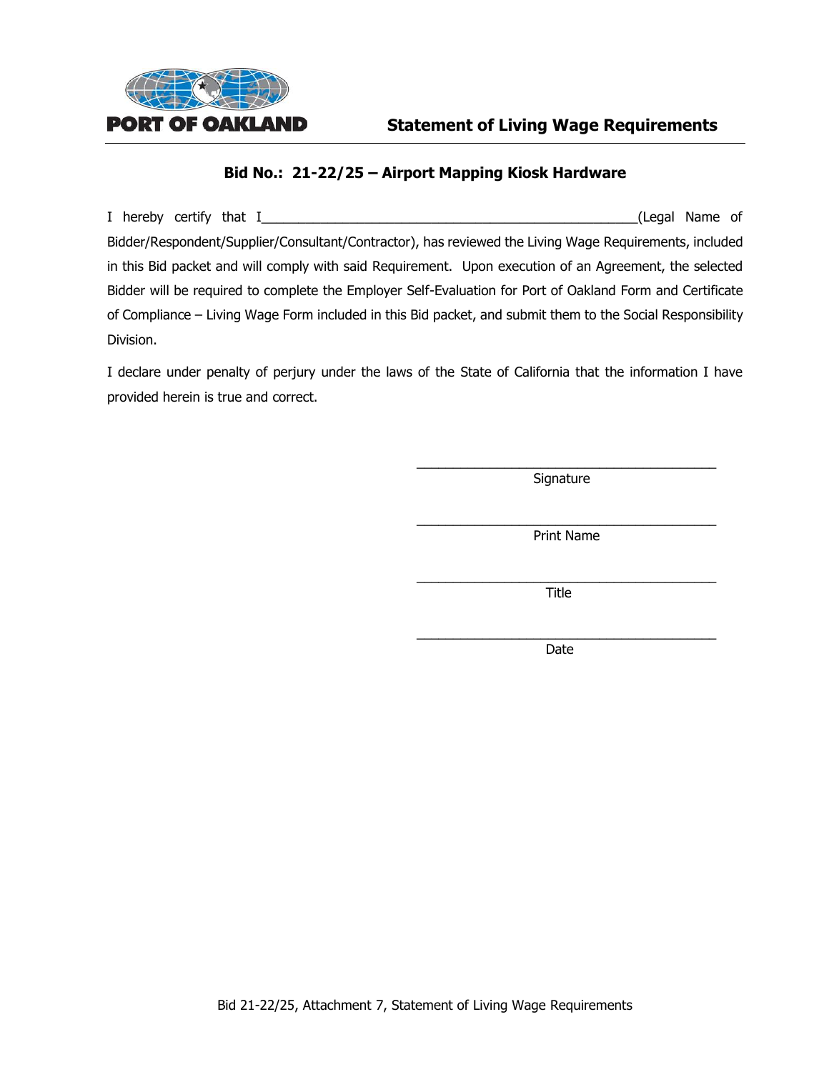PORT OF OAKLAND

# Statement of Living Wage Requirements

## Bid No.: 21-22/25 – Airport Mapping Kiosk Hardware

I hereby certify that I_____________________________________________________(Legal Name of Bidder/Respondent/Supplier/Consultant/Contractor), has reviewed the Living Wage Requirements, included in this Bid packet and will comply with said Requirement. Upon execution of an Agreement, the selected Bidder will be required to complete the Employer Self-Evaluation for Port of Oakland Form and Certificate of Compliance – Living Wage Form included in this Bid packet, and submit them to the Social Responsibility Division.

I declare under penalty of perjury under the laws of the State of California that the information I have provided herein is true and correct.

___________________________________________
Signature

___________________________________________
Print Name

___________________________________________
Title

___________________________________________
Date

Bid 21-22/25, Attachment 7, Statement of Living Wage Requirements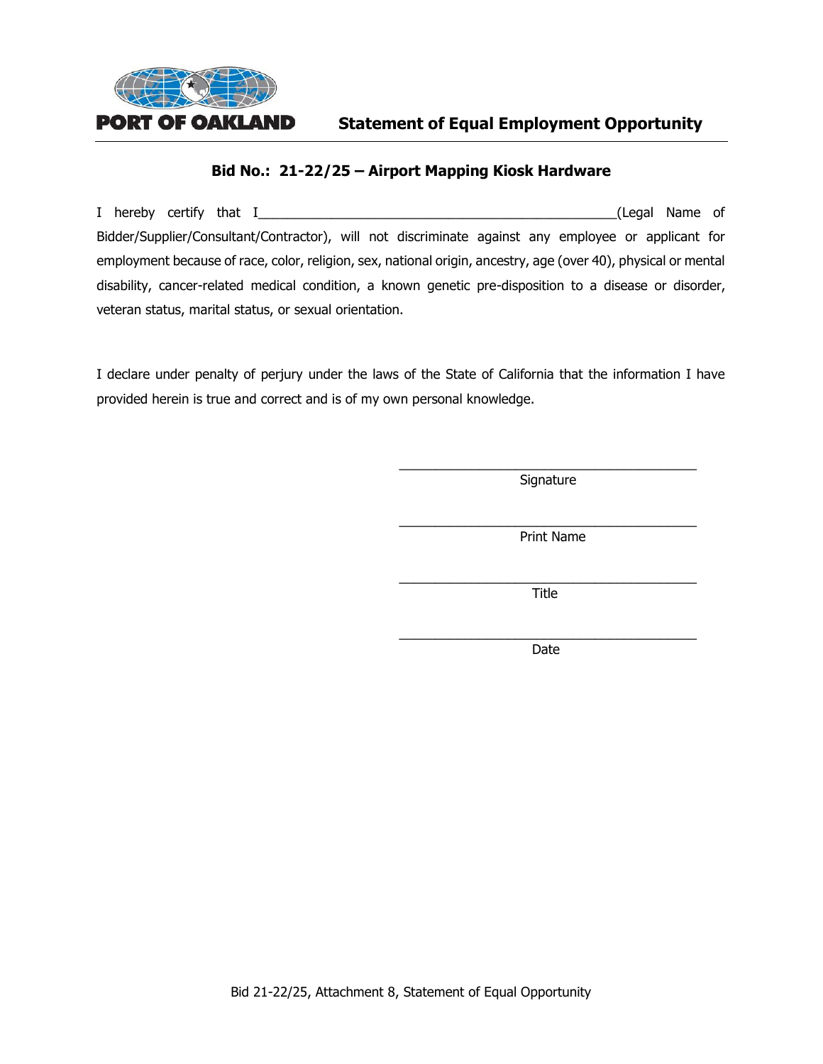PORT OF OAKLAND

# Statement of Equal Employment Opportunity

## Bid No.: 21-22/25 – Airport Mapping Kiosk Hardware

I hereby certify that I__________________________________________________(Legal Name of Bidder/Supplier/Consultant/Contractor), will not discriminate against any employee or applicant for employment because of race, color, religion, sex, national origin, ancestry, age (over 40), physical or mental disability, cancer-related medical condition, a known genetic pre-disposition to a disease or disorder, veteran status, marital status, or sexual orientation.

I declare under penalty of perjury under the laws of the State of California that the information I have provided herein is true and correct and is of my own personal knowledge.

_________________________________________
Signature

_________________________________________
Print Name

_________________________________________
Title

_________________________________________
Date

Bid 21-22/25, Attachment 8, Statement of Equal Opportunity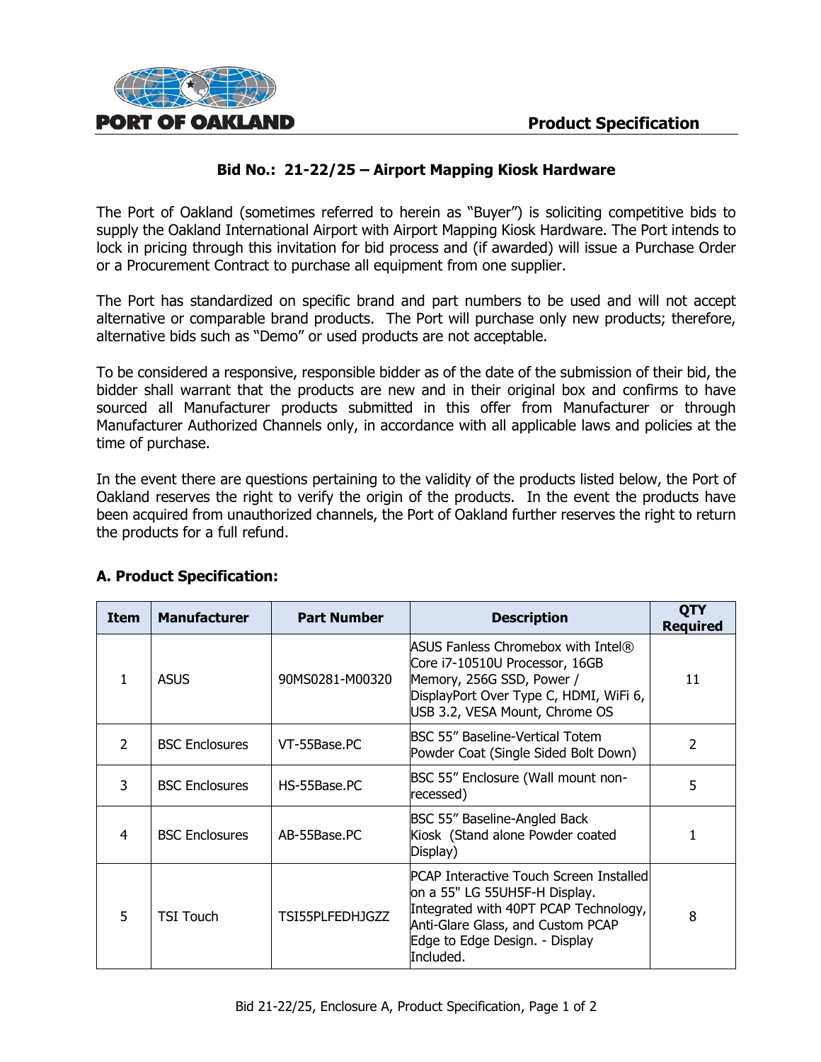**PORT OF OAKLAND**

**Product Specification**

**Bid No.: 21-22/25 – Airport Mapping Kiosk Hardware**

The Port of Oakland (sometimes referred to herein as "Buyer") is soliciting competitive bids to supply the Oakland International Airport with Airport Mapping Kiosk Hardware. The Port intends to lock in pricing through this invitation for bid process and (if awarded) will issue a Purchase Order or a Procurement Contract to purchase all equipment from one supplier.

The Port has standardized on specific brand and part numbers to be used and will not accept alternative or comparable brand products. The Port will purchase only new products; therefore, alternative bids such as "Demo" or used products are not acceptable.

To be considered a responsive, responsible bidder as of the date of the submission of their bid, the bidder shall warrant that the products are new and in their original box and confirms to have sourced all Manufacturer products submitted in this offer from Manufacturer or through Manufacturer Authorized Channels only, in accordance with all applicable laws and policies at the time of purchase.

In the event there are questions pertaining to the validity of the products listed below, the Port of Oakland reserves the right to verify the origin of the products. In the event the products have been acquired from unauthorized channels, the Port of Oakland further reserves the right to return the products for a full refund.

### A. Product Specification:

| Item | Manufacturer | Part Number | Description | QTY Required |
|---|---|---|---|---|
| 1 | ASUS | 90MS0281-M00320 | ASUS Fanless Chromebox with Intel® Core i7-10510U Processor, 16GB Memory, 256G SSD, Power / DisplayPort Over Type C, HDMI, WiFi 6, USB 3.2, VESA Mount, Chrome OS | 11 |
| 2 | BSC Enclosures | VT-55Base.PC | BSC 55" Baseline-Vertical Totem Powder Coat (Single Sided Bolt Down) | 2 |
| 3 | BSC Enclosures | HS-55Base.PC | BSC 55" Enclosure (Wall mount non-recessed) | 5 |
| 4 | BSC Enclosures | AB-55Base.PC | BSC 55" Baseline-Angled Back Kiosk (Stand alone Powder coated Display) | 1 |
| 5 | TSI Touch | TSI55PLFEDHJGZZ | PCAP Interactive Touch Screen Installed on a 55" LG 55UH5F-H Display. Integrated with 40PT PCAP Technology, Anti-Glare Glass, and Custom PCAP Edge to Edge Design. - Display Included. | 8 |

Bid 21-22/25, Enclosure A, Product Specification, Page 1 of 2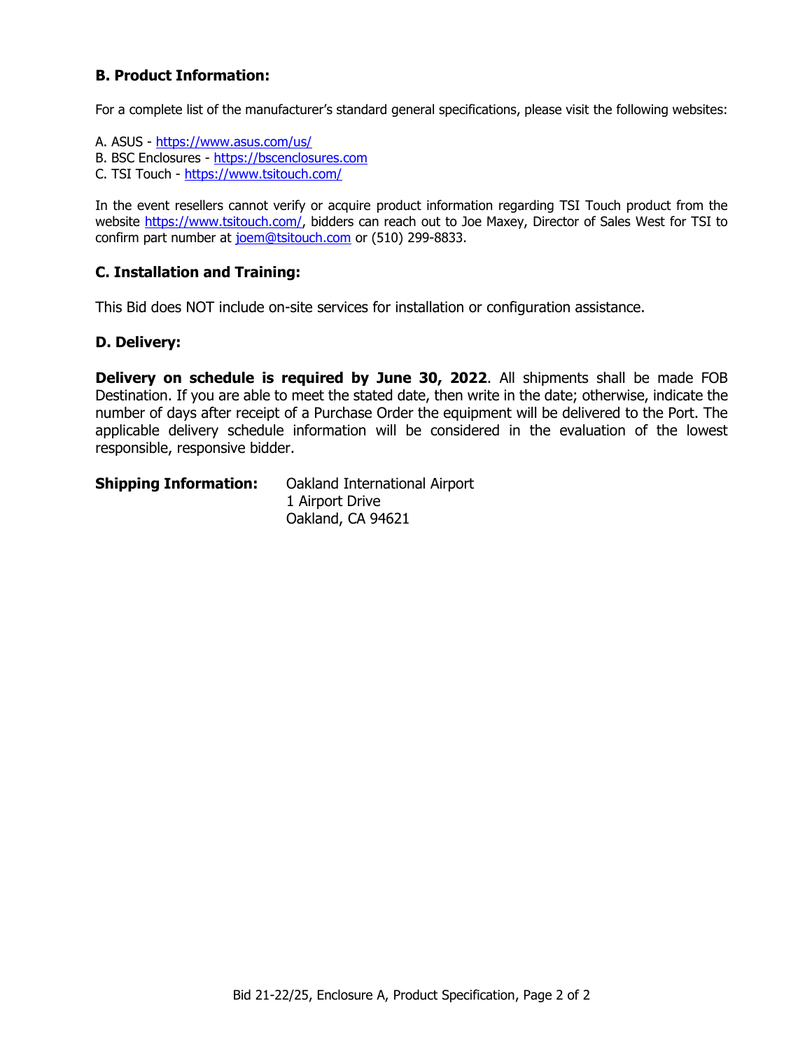## B. Product Information:

For a complete list of the manufacturer's standard general specifications, please visit the following websites:

A. ASUS - https://www.asus.com/us/
B. BSC Enclosures - https://bscenclosures.com
C. TSI Touch - https://www.tsitouch.com/

In the event resellers cannot verify or acquire product information regarding TSI Touch product from the website https://www.tsitouch.com/, bidders can reach out to Joe Maxey, Director of Sales West for TSI to confirm part number at joem@tsitouch.com or (510) 299-8833.

## C. Installation and Training:

This Bid does NOT include on-site services for installation or configuration assistance.

## D. Delivery:

**Delivery on schedule is required by June 30, 2022**. All shipments shall be made FOB Destination. If you are able to meet the stated date, then write in the date; otherwise, indicate the number of days after receipt of a Purchase Order the equipment will be delivered to the Port. The applicable delivery schedule information will be considered in the evaluation of the lowest responsible, responsive bidder.

**Shipping Information:** Oakland International Airport
1 Airport Drive
Oakland, CA 94621